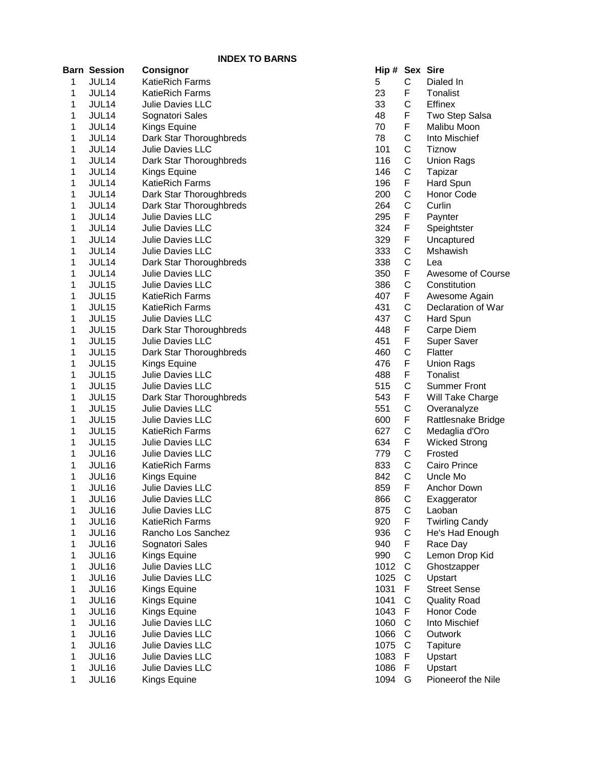## INDEX TO BARNS

| Barn | Session | Consignor | Hip # | Sex | Sire |
|---|---|---|---|---|---|
| 1 | JUL14 | KatieRich Farms | 5 | C | Dialed In |
| 1 | JUL14 | KatieRich Farms | 23 | F | Tonalist |
| 1 | JUL14 | Julie Davies LLC | 33 | C | Effinex |
| 1 | JUL14 | Sognatori Sales | 48 | F | Two Step Salsa |
| 1 | JUL14 | Kings Equine | 70 | F | Malibu Moon |
| 1 | JUL14 | Dark Star Thoroughbreds | 78 | C | Into Mischief |
| 1 | JUL14 | Julie Davies LLC | 101 | C | Tiznow |
| 1 | JUL14 | Dark Star Thoroughbreds | 116 | C | Union Rags |
| 1 | JUL14 | Kings Equine | 146 | C | Tapizar |
| 1 | JUL14 | KatieRich Farms | 196 | F | Hard Spun |
| 1 | JUL14 | Dark Star Thoroughbreds | 200 | C | Honor Code |
| 1 | JUL14 | Dark Star Thoroughbreds | 264 | C | Curlin |
| 1 | JUL14 | Julie Davies LLC | 295 | F | Paynter |
| 1 | JUL14 | Julie Davies LLC | 324 | F | Speightster |
| 1 | JUL14 | Julie Davies LLC | 329 | F | Uncaptured |
| 1 | JUL14 | Julie Davies LLC | 333 | C | Mshawish |
| 1 | JUL14 | Dark Star Thoroughbreds | 338 | C | Lea |
| 1 | JUL14 | Julie Davies LLC | 350 | F | Awesome of Course |
| 1 | JUL15 | Julie Davies LLC | 386 | C | Constitution |
| 1 | JUL15 | KatieRich Farms | 407 | F | Awesome Again |
| 1 | JUL15 | KatieRich Farms | 431 | C | Declaration of War |
| 1 | JUL15 | Julie Davies LLC | 437 | C | Hard Spun |
| 1 | JUL15 | Dark Star Thoroughbreds | 448 | F | Carpe Diem |
| 1 | JUL15 | Julie Davies LLC | 451 | F | Super Saver |
| 1 | JUL15 | Dark Star Thoroughbreds | 460 | C | Flatter |
| 1 | JUL15 | Kings Equine | 476 | F | Union Rags |
| 1 | JUL15 | Julie Davies LLC | 488 | F | Tonalist |
| 1 | JUL15 | Julie Davies LLC | 515 | C | Summer Front |
| 1 | JUL15 | Dark Star Thoroughbreds | 543 | F | Will Take Charge |
| 1 | JUL15 | Julie Davies LLC | 551 | C | Overanalyze |
| 1 | JUL15 | Julie Davies LLC | 600 | F | Rattlesnake Bridge |
| 1 | JUL15 | KatieRich Farms | 627 | C | Medaglia d'Oro |
| 1 | JUL15 | Julie Davies LLC | 634 | F | Wicked Strong |
| 1 | JUL16 | Julie Davies LLC | 779 | C | Frosted |
| 1 | JUL16 | KatieRich Farms | 833 | C | Cairo Prince |
| 1 | JUL16 | Kings Equine | 842 | C | Uncle Mo |
| 1 | JUL16 | Julie Davies LLC | 859 | F | Anchor Down |
| 1 | JUL16 | Julie Davies LLC | 866 | C | Exaggerator |
| 1 | JUL16 | Julie Davies LLC | 875 | C | Laoban |
| 1 | JUL16 | KatieRich Farms | 920 | F | Twirling Candy |
| 1 | JUL16 | Rancho Los Sanchez | 936 | C | He's Had Enough |
| 1 | JUL16 | Sognatori Sales | 940 | F | Race Day |
| 1 | JUL16 | Kings Equine | 990 | C | Lemon Drop Kid |
| 1 | JUL16 | Julie Davies LLC | 1012 | C | Ghostzapper |
| 1 | JUL16 | Julie Davies LLC | 1025 | C | Upstart |
| 1 | JUL16 | Kings Equine | 1031 | F | Street Sense |
| 1 | JUL16 | Kings Equine | 1041 | C | Quality Road |
| 1 | JUL16 | Kings Equine | 1043 | F | Honor Code |
| 1 | JUL16 | Julie Davies LLC | 1060 | C | Into Mischief |
| 1 | JUL16 | Julie Davies LLC | 1066 | C | Outwork |
| 1 | JUL16 | Julie Davies LLC | 1075 | C | Tapiture |
| 1 | JUL16 | Julie Davies LLC | 1083 | F | Upstart |
| 1 | JUL16 | Julie Davies LLC | 1086 | F | Upstart |
| 1 | JUL16 | Kings Equine | 1094 | G | Pioneerof the Nile |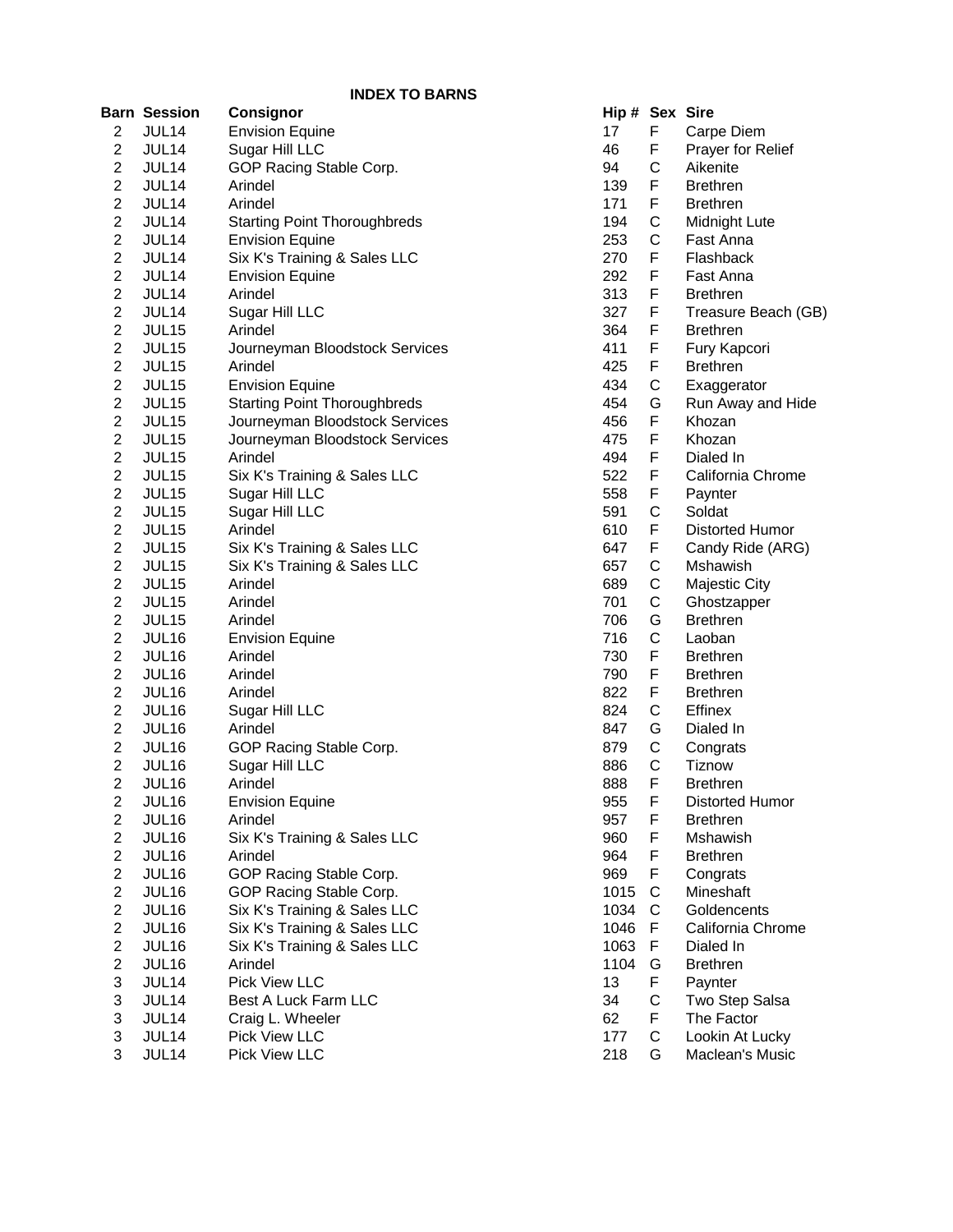**INDEX TO BARNS**

| Barn | Session | Consignor | Hip # | Sex | Sire |
|---|---|---|---|---|---|
| 2 | JUL14 | Envision Equine | 17 | F | Carpe Diem |
| 2 | JUL14 | Sugar Hill LLC | 46 | F | Prayer for Relief |
| 2 | JUL14 | GOP Racing Stable Corp. | 94 | C | Aikenite |
| 2 | JUL14 | Arindel | 139 | F | Brethren |
| 2 | JUL14 | Arindel | 171 | F | Brethren |
| 2 | JUL14 | Starting Point Thoroughbreds | 194 | C | Midnight Lute |
| 2 | JUL14 | Envision Equine | 253 | C | Fast Anna |
| 2 | JUL14 | Six K's Training & Sales LLC | 270 | F | Flashback |
| 2 | JUL14 | Envision Equine | 292 | F | Fast Anna |
| 2 | JUL14 | Arindel | 313 | F | Brethren |
| 2 | JUL14 | Sugar Hill LLC | 327 | F | Treasure Beach (GB) |
| 2 | JUL15 | Arindel | 364 | F | Brethren |
| 2 | JUL15 | Journeyman Bloodstock Services | 411 | F | Fury Kapcori |
| 2 | JUL15 | Arindel | 425 | F | Brethren |
| 2 | JUL15 | Envision Equine | 434 | C | Exaggerator |
| 2 | JUL15 | Starting Point Thoroughbreds | 454 | G | Run Away and Hide |
| 2 | JUL15 | Journeyman Bloodstock Services | 456 | F | Khozan |
| 2 | JUL15 | Journeyman Bloodstock Services | 475 | F | Khozan |
| 2 | JUL15 | Arindel | 494 | F | Dialed In |
| 2 | JUL15 | Six K's Training & Sales LLC | 522 | F | California Chrome |
| 2 | JUL15 | Sugar Hill LLC | 558 | F | Paynter |
| 2 | JUL15 | Sugar Hill LLC | 591 | C | Soldat |
| 2 | JUL15 | Arindel | 610 | F | Distorted Humor |
| 2 | JUL15 | Six K's Training & Sales LLC | 647 | F | Candy Ride (ARG) |
| 2 | JUL15 | Six K's Training & Sales LLC | 657 | C | Mshawish |
| 2 | JUL15 | Arindel | 689 | C | Majestic City |
| 2 | JUL15 | Arindel | 701 | C | Ghostzapper |
| 2 | JUL15 | Arindel | 706 | G | Brethren |
| 2 | JUL16 | Envision Equine | 716 | C | Laoban |
| 2 | JUL16 | Arindel | 730 | F | Brethren |
| 2 | JUL16 | Arindel | 790 | F | Brethren |
| 2 | JUL16 | Arindel | 822 | F | Brethren |
| 2 | JUL16 | Sugar Hill LLC | 824 | C | Effinex |
| 2 | JUL16 | Arindel | 847 | G | Dialed In |
| 2 | JUL16 | GOP Racing Stable Corp. | 879 | C | Congrats |
| 2 | JUL16 | Sugar Hill LLC | 886 | C | Tiznow |
| 2 | JUL16 | Arindel | 888 | F | Brethren |
| 2 | JUL16 | Envision Equine | 955 | F | Distorted Humor |
| 2 | JUL16 | Arindel | 957 | F | Brethren |
| 2 | JUL16 | Six K's Training & Sales LLC | 960 | F | Mshawish |
| 2 | JUL16 | Arindel | 964 | F | Brethren |
| 2 | JUL16 | GOP Racing Stable Corp. | 969 | F | Congrats |
| 2 | JUL16 | GOP Racing Stable Corp. | 1015 | C | Mineshaft |
| 2 | JUL16 | Six K's Training & Sales LLC | 1034 | C | Goldencents |
| 2 | JUL16 | Six K's Training & Sales LLC | 1046 | F | California Chrome |
| 2 | JUL16 | Six K's Training & Sales LLC | 1063 | F | Dialed In |
| 2 | JUL16 | Arindel | 1104 | G | Brethren |
| 3 | JUL14 | Pick View LLC | 13 | F | Paynter |
| 3 | JUL14 | Best A Luck Farm LLC | 34 | C | Two Step Salsa |
| 3 | JUL14 | Craig L. Wheeler | 62 | F | The Factor |
| 3 | JUL14 | Pick View LLC | 177 | C | Lookin At Lucky |
| 3 | JUL14 | Pick View LLC | 218 | G | Maclean's Music |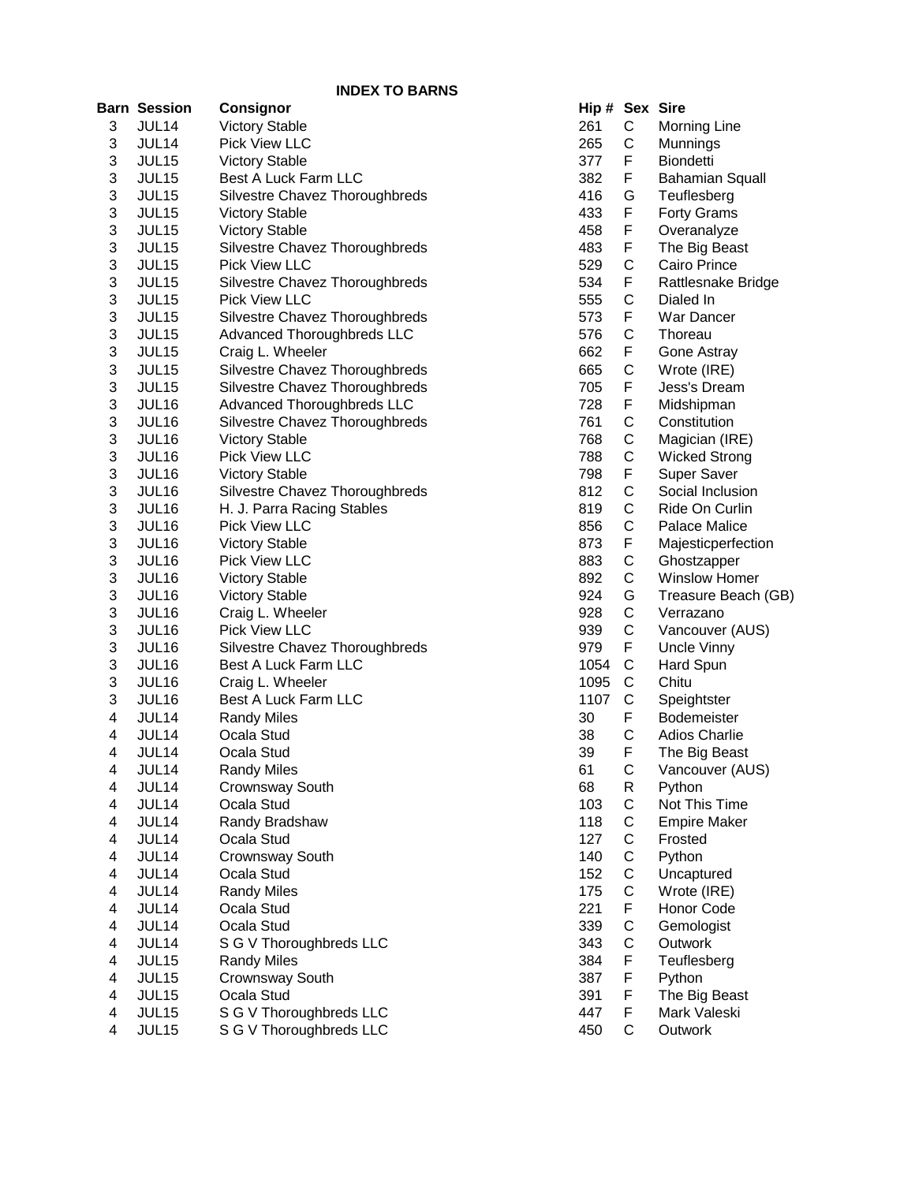**INDEX TO BARNS**

| Barn | Session | Consignor | Hip # | Sex | Sire |
|---|---|---|---|---|---|
| 3 | JUL14 | Victory Stable | 261 | C | Morning Line |
| 3 | JUL14 | Pick View LLC | 265 | C | Munnings |
| 3 | JUL15 | Victory Stable | 377 | F | Biondetti |
| 3 | JUL15 | Best A Luck Farm LLC | 382 | F | Bahamian Squall |
| 3 | JUL15 | Silvestre Chavez Thoroughbreds | 416 | G | Teuflesberg |
| 3 | JUL15 | Victory Stable | 433 | F | Forty Grams |
| 3 | JUL15 | Victory Stable | 458 | F | Overanalyze |
| 3 | JUL15 | Silvestre Chavez Thoroughbreds | 483 | F | The Big Beast |
| 3 | JUL15 | Pick View LLC | 529 | C | Cairo Prince |
| 3 | JUL15 | Silvestre Chavez Thoroughbreds | 534 | F | Rattlesnake Bridge |
| 3 | JUL15 | Pick View LLC | 555 | C | Dialed In |
| 3 | JUL15 | Silvestre Chavez Thoroughbreds | 573 | F | War Dancer |
| 3 | JUL15 | Advanced Thoroughbreds LLC | 576 | C | Thoreau |
| 3 | JUL15 | Craig L. Wheeler | 662 | F | Gone Astray |
| 3 | JUL15 | Silvestre Chavez Thoroughbreds | 665 | C | Wrote (IRE) |
| 3 | JUL15 | Silvestre Chavez Thoroughbreds | 705 | F | Jess's Dream |
| 3 | JUL16 | Advanced Thoroughbreds LLC | 728 | F | Midshipman |
| 3 | JUL16 | Silvestre Chavez Thoroughbreds | 761 | C | Constitution |
| 3 | JUL16 | Victory Stable | 768 | C | Magician (IRE) |
| 3 | JUL16 | Pick View LLC | 788 | C | Wicked Strong |
| 3 | JUL16 | Victory Stable | 798 | F | Super Saver |
| 3 | JUL16 | Silvestre Chavez Thoroughbreds | 812 | C | Social Inclusion |
| 3 | JUL16 | H. J. Parra Racing Stables | 819 | C | Ride On Curlin |
| 3 | JUL16 | Pick View LLC | 856 | C | Palace Malice |
| 3 | JUL16 | Victory Stable | 873 | F | Majesticperfection |
| 3 | JUL16 | Pick View LLC | 883 | C | Ghostzapper |
| 3 | JUL16 | Victory Stable | 892 | C | Winslow Homer |
| 3 | JUL16 | Victory Stable | 924 | G | Treasure Beach (GB) |
| 3 | JUL16 | Craig L. Wheeler | 928 | C | Verrazano |
| 3 | JUL16 | Pick View LLC | 939 | C | Vancouver (AUS) |
| 3 | JUL16 | Silvestre Chavez Thoroughbreds | 979 | F | Uncle Vinny |
| 3 | JUL16 | Best A Luck Farm LLC | 1054 | C | Hard Spun |
| 3 | JUL16 | Craig L. Wheeler | 1095 | C | Chitu |
| 3 | JUL16 | Best A Luck Farm LLC | 1107 | C | Speightster |
| 4 | JUL14 | Randy Miles | 30 | F | Bodemeister |
| 4 | JUL14 | Ocala Stud | 38 | C | Adios Charlie |
| 4 | JUL14 | Ocala Stud | 39 | F | The Big Beast |
| 4 | JUL14 | Randy Miles | 61 | C | Vancouver (AUS) |
| 4 | JUL14 | Crownsway South | 68 | R | Python |
| 4 | JUL14 | Ocala Stud | 103 | C | Not This Time |
| 4 | JUL14 | Randy Bradshaw | 118 | C | Empire Maker |
| 4 | JUL14 | Ocala Stud | 127 | C | Frosted |
| 4 | JUL14 | Crownsway South | 140 | C | Python |
| 4 | JUL14 | Ocala Stud | 152 | C | Uncaptured |
| 4 | JUL14 | Randy Miles | 175 | C | Wrote (IRE) |
| 4 | JUL14 | Ocala Stud | 221 | F | Honor Code |
| 4 | JUL14 | Ocala Stud | 339 | C | Gemologist |
| 4 | JUL14 | S G V Thoroughbreds LLC | 343 | C | Outwork |
| 4 | JUL15 | Randy Miles | 384 | F | Teuflesberg |
| 4 | JUL15 | Crownsway South | 387 | F | Python |
| 4 | JUL15 | Ocala Stud | 391 | F | The Big Beast |
| 4 | JUL15 | S G V Thoroughbreds LLC | 447 | F | Mark Valeski |
| 4 | JUL15 | S G V Thoroughbreds LLC | 450 | C | Outwork |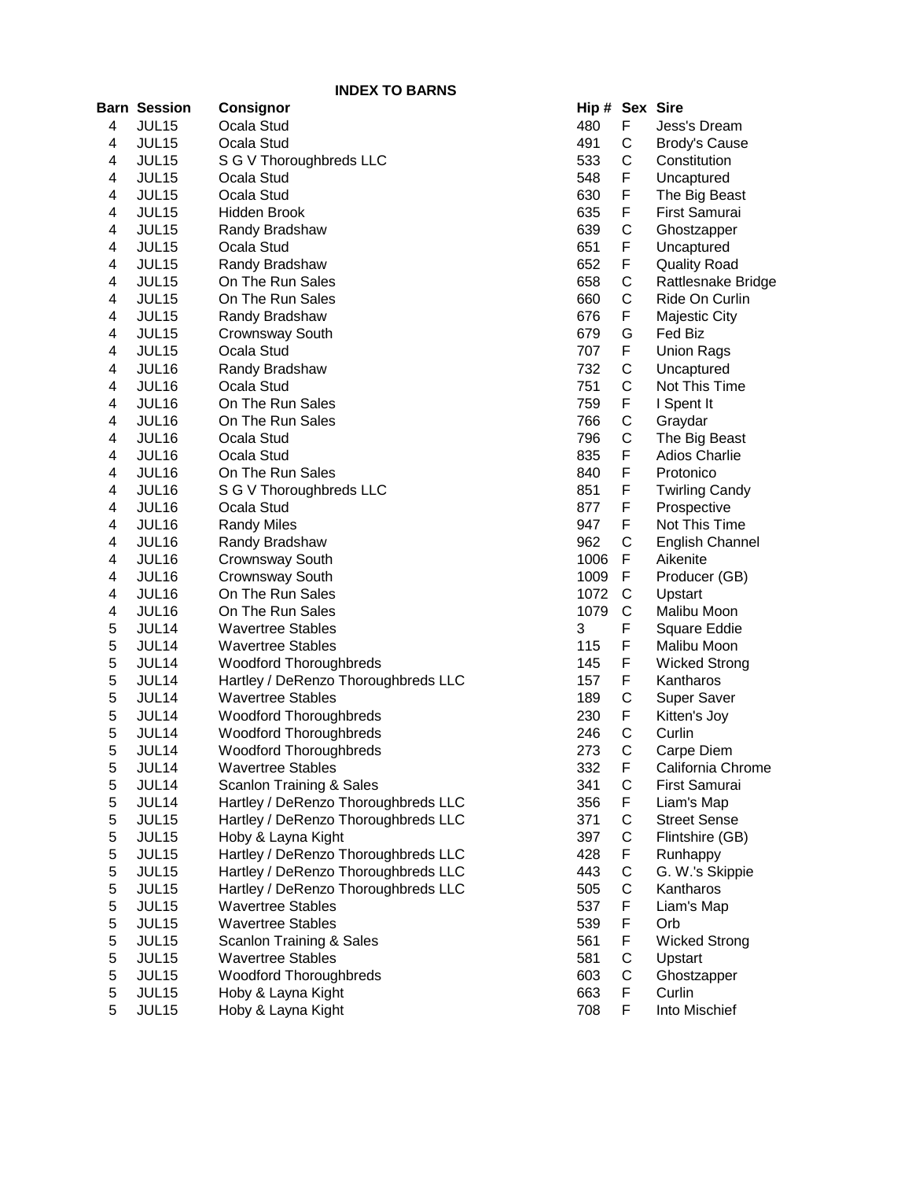**INDEX TO BARNS**

| Barn | Session | Consignor | Hip # | Sex | Sire |
|---|---|---|---|---|---|
| 4 | JUL15 | Ocala Stud | 480 | F | Jess's Dream |
| 4 | JUL15 | Ocala Stud | 491 | C | Brody's Cause |
| 4 | JUL15 | S G V Thoroughbreds LLC | 533 | C | Constitution |
| 4 | JUL15 | Ocala Stud | 548 | F | Uncaptured |
| 4 | JUL15 | Ocala Stud | 630 | F | The Big Beast |
| 4 | JUL15 | Hidden Brook | 635 | F | First Samurai |
| 4 | JUL15 | Randy Bradshaw | 639 | C | Ghostzapper |
| 4 | JUL15 | Ocala Stud | 651 | F | Uncaptured |
| 4 | JUL15 | Randy Bradshaw | 652 | F | Quality Road |
| 4 | JUL15 | On The Run Sales | 658 | C | Rattlesnake Bridge |
| 4 | JUL15 | On The Run Sales | 660 | C | Ride On Curlin |
| 4 | JUL15 | Randy Bradshaw | 676 | F | Majestic City |
| 4 | JUL15 | Crownsway South | 679 | G | Fed Biz |
| 4 | JUL15 | Ocala Stud | 707 | F | Union Rags |
| 4 | JUL16 | Randy Bradshaw | 732 | C | Uncaptured |
| 4 | JUL16 | Ocala Stud | 751 | C | Not This Time |
| 4 | JUL16 | On The Run Sales | 759 | F | I Spent It |
| 4 | JUL16 | On The Run Sales | 766 | C | Graydar |
| 4 | JUL16 | Ocala Stud | 796 | C | The Big Beast |
| 4 | JUL16 | Ocala Stud | 835 | F | Adios Charlie |
| 4 | JUL16 | On The Run Sales | 840 | F | Protonico |
| 4 | JUL16 | S G V Thoroughbreds LLC | 851 | F | Twirling Candy |
| 4 | JUL16 | Ocala Stud | 877 | F | Prospective |
| 4 | JUL16 | Randy Miles | 947 | F | Not This Time |
| 4 | JUL16 | Randy Bradshaw | 962 | C | English Channel |
| 4 | JUL16 | Crownsway South | 1006 | F | Aikenite |
| 4 | JUL16 | Crownsway South | 1009 | F | Producer (GB) |
| 4 | JUL16 | On The Run Sales | 1072 | C | Upstart |
| 4 | JUL16 | On The Run Sales | 1079 | C | Malibu Moon |
| 5 | JUL14 | Wavertree Stables | 3 | F | Square Eddie |
| 5 | JUL14 | Wavertree Stables | 115 | F | Malibu Moon |
| 5 | JUL14 | Woodford Thoroughbreds | 145 | F | Wicked Strong |
| 5 | JUL14 | Hartley / DeRenzo Thoroughbreds LLC | 157 | F | Kantharos |
| 5 | JUL14 | Wavertree Stables | 189 | C | Super Saver |
| 5 | JUL14 | Woodford Thoroughbreds | 230 | F | Kitten's Joy |
| 5 | JUL14 | Woodford Thoroughbreds | 246 | C | Curlin |
| 5 | JUL14 | Woodford Thoroughbreds | 273 | C | Carpe Diem |
| 5 | JUL14 | Wavertree Stables | 332 | F | California Chrome |
| 5 | JUL14 | Scanlon Training & Sales | 341 | C | First Samurai |
| 5 | JUL14 | Hartley / DeRenzo Thoroughbreds LLC | 356 | F | Liam's Map |
| 5 | JUL15 | Hartley / DeRenzo Thoroughbreds LLC | 371 | C | Street Sense |
| 5 | JUL15 | Hoby & Layna Kight | 397 | C | Flintshire (GB) |
| 5 | JUL15 | Hartley / DeRenzo Thoroughbreds LLC | 428 | F | Runhappy |
| 5 | JUL15 | Hartley / DeRenzo Thoroughbreds LLC | 443 | C | G. W.'s Skippie |
| 5 | JUL15 | Hartley / DeRenzo Thoroughbreds LLC | 505 | C | Kantharos |
| 5 | JUL15 | Wavertree Stables | 537 | F | Liam's Map |
| 5 | JUL15 | Wavertree Stables | 539 | F | Orb |
| 5 | JUL15 | Scanlon Training & Sales | 561 | F | Wicked Strong |
| 5 | JUL15 | Wavertree Stables | 581 | C | Upstart |
| 5 | JUL15 | Woodford Thoroughbreds | 603 | C | Ghostzapper |
| 5 | JUL15 | Hoby & Layna Kight | 663 | F | Curlin |
| 5 | JUL15 | Hoby & Layna Kight | 708 | F | Into Mischief |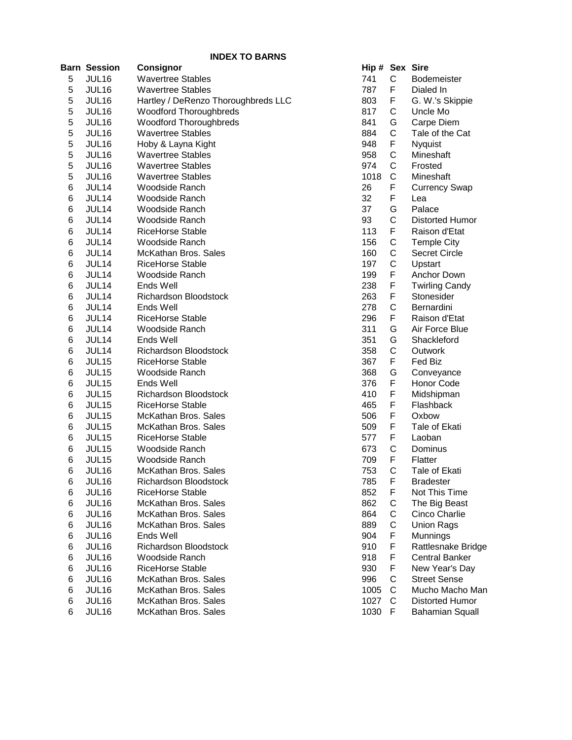**INDEX TO BARNS**

| Barn | Session | Consignor | Hip # | Sex | Sire |
|---|---|---|---|---|---|
| 5 | JUL16 | Wavertree Stables | 741 | C | Bodemeister |
| 5 | JUL16 | Wavertree Stables | 787 | F | Dialed In |
| 5 | JUL16 | Hartley / DeRenzo Thoroughbreds LLC | 803 | F | G. W.'s Skippie |
| 5 | JUL16 | Woodford Thoroughbreds | 817 | C | Uncle Mo |
| 5 | JUL16 | Woodford Thoroughbreds | 841 | G | Carpe Diem |
| 5 | JUL16 | Wavertree Stables | 884 | C | Tale of the Cat |
| 5 | JUL16 | Hoby & Layna Kight | 948 | F | Nyquist |
| 5 | JUL16 | Wavertree Stables | 958 | C | Mineshaft |
| 5 | JUL16 | Wavertree Stables | 974 | C | Frosted |
| 5 | JUL16 | Wavertree Stables | 1018 | C | Mineshaft |
| 6 | JUL14 | Woodside Ranch | 26 | F | Currency Swap |
| 6 | JUL14 | Woodside Ranch | 32 | F | Lea |
| 6 | JUL14 | Woodside Ranch | 37 | G | Palace |
| 6 | JUL14 | Woodside Ranch | 93 | C | Distorted Humor |
| 6 | JUL14 | RiceHorse Stable | 113 | F | Raison d'Etat |
| 6 | JUL14 | Woodside Ranch | 156 | C | Temple City |
| 6 | JUL14 | McKathan Bros. Sales | 160 | C | Secret Circle |
| 6 | JUL14 | RiceHorse Stable | 197 | C | Upstart |
| 6 | JUL14 | Woodside Ranch | 199 | F | Anchor Down |
| 6 | JUL14 | Ends Well | 238 | F | Twirling Candy |
| 6 | JUL14 | Richardson Bloodstock | 263 | F | Stonesider |
| 6 | JUL14 | Ends Well | 278 | C | Bernardini |
| 6 | JUL14 | RiceHorse Stable | 296 | F | Raison d'Etat |
| 6 | JUL14 | Woodside Ranch | 311 | G | Air Force Blue |
| 6 | JUL14 | Ends Well | 351 | G | Shackleford |
| 6 | JUL14 | Richardson Bloodstock | 358 | C | Outwork |
| 6 | JUL15 | RiceHorse Stable | 367 | F | Fed Biz |
| 6 | JUL15 | Woodside Ranch | 368 | G | Conveyance |
| 6 | JUL15 | Ends Well | 376 | F | Honor Code |
| 6 | JUL15 | Richardson Bloodstock | 410 | F | Midshipman |
| 6 | JUL15 | RiceHorse Stable | 465 | F | Flashback |
| 6 | JUL15 | McKathan Bros. Sales | 506 | F | Oxbow |
| 6 | JUL15 | McKathan Bros. Sales | 509 | F | Tale of Ekati |
| 6 | JUL15 | RiceHorse Stable | 577 | F | Laoban |
| 6 | JUL15 | Woodside Ranch | 673 | C | Dominus |
| 6 | JUL15 | Woodside Ranch | 709 | F | Flatter |
| 6 | JUL16 | McKathan Bros. Sales | 753 | C | Tale of Ekati |
| 6 | JUL16 | Richardson Bloodstock | 785 | F | Bradester |
| 6 | JUL16 | RiceHorse Stable | 852 | F | Not This Time |
| 6 | JUL16 | McKathan Bros. Sales | 862 | C | The Big Beast |
| 6 | JUL16 | McKathan Bros. Sales | 864 | C | Cinco Charlie |
| 6 | JUL16 | McKathan Bros. Sales | 889 | C | Union Rags |
| 6 | JUL16 | Ends Well | 904 | F | Munnings |
| 6 | JUL16 | Richardson Bloodstock | 910 | F | Rattlesnake Bridge |
| 6 | JUL16 | Woodside Ranch | 918 | F | Central Banker |
| 6 | JUL16 | RiceHorse Stable | 930 | F | New Year's Day |
| 6 | JUL16 | McKathan Bros. Sales | 996 | C | Street Sense |
| 6 | JUL16 | McKathan Bros. Sales | 1005 | C | Mucho Macho Man |
| 6 | JUL16 | McKathan Bros. Sales | 1027 | C | Distorted Humor |
| 6 | JUL16 | McKathan Bros. Sales | 1030 | F | Bahamian Squall |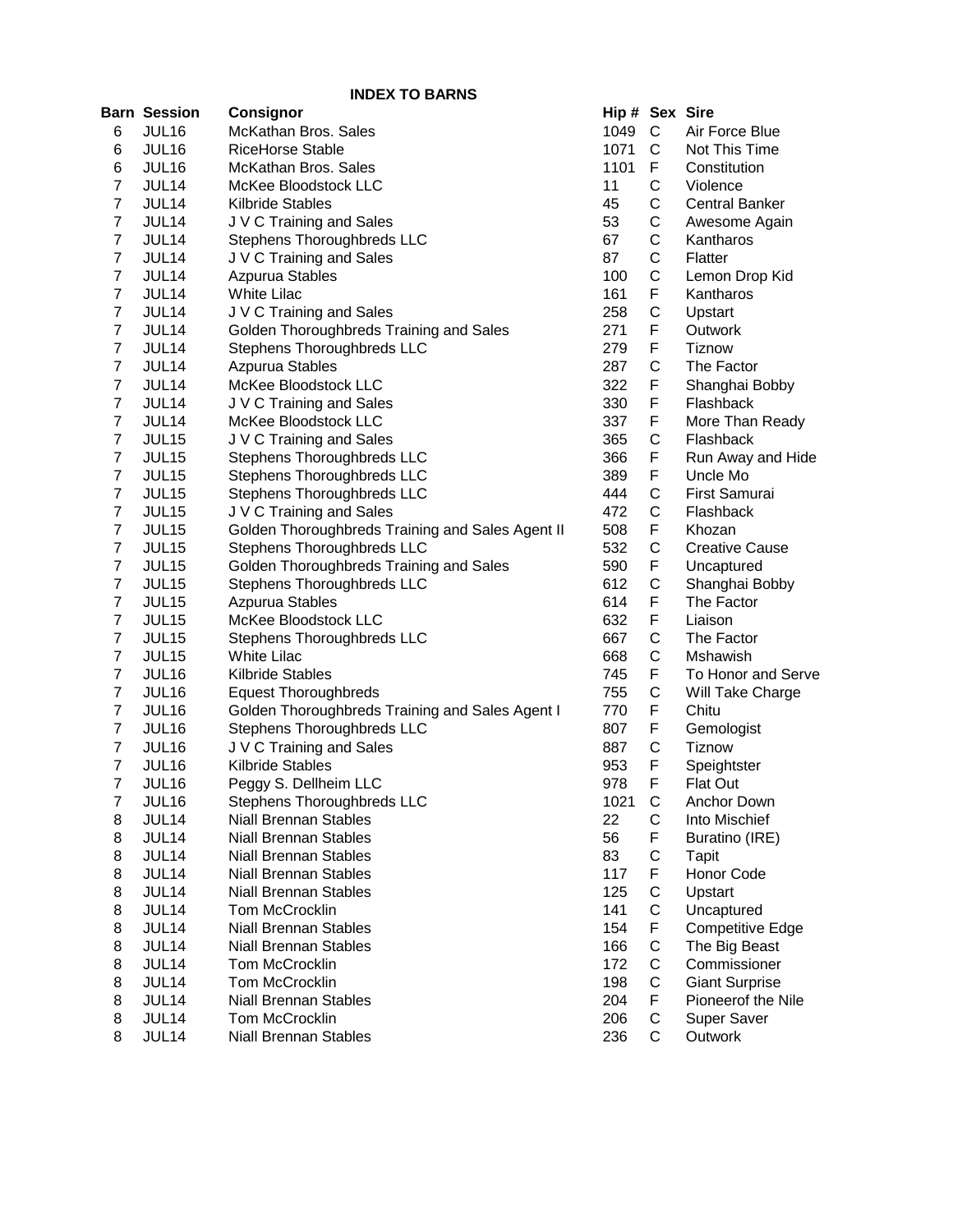## INDEX TO BARNS

| Barn | Session | Consignor | Hip # | Sex | Sire |
|---|---|---|---|---|---|
| 6 | JUL16 | McKathan Bros. Sales | 1049 | C | Air Force Blue |
| 6 | JUL16 | RiceHorse Stable | 1071 | C | Not This Time |
| 6 | JUL16 | McKathan Bros. Sales | 1101 | F | Constitution |
| 7 | JUL14 | McKee Bloodstock LLC | 11 | C | Violence |
| 7 | JUL14 | Kilbride Stables | 45 | C | Central Banker |
| 7 | JUL14 | J V C Training and Sales | 53 | C | Awesome Again |
| 7 | JUL14 | Stephens Thoroughbreds LLC | 67 | C | Kantharos |
| 7 | JUL14 | J V C Training and Sales | 87 | C | Flatter |
| 7 | JUL14 | Azpurua Stables | 100 | C | Lemon Drop Kid |
| 7 | JUL14 | White Lilac | 161 | F | Kantharos |
| 7 | JUL14 | J V C Training and Sales | 258 | C | Upstart |
| 7 | JUL14 | Golden Thoroughbreds Training and Sales | 271 | F | Outwork |
| 7 | JUL14 | Stephens Thoroughbreds LLC | 279 | F | Tiznow |
| 7 | JUL14 | Azpurua Stables | 287 | C | The Factor |
| 7 | JUL14 | McKee Bloodstock LLC | 322 | F | Shanghai Bobby |
| 7 | JUL14 | J V C Training and Sales | 330 | F | Flashback |
| 7 | JUL14 | McKee Bloodstock LLC | 337 | F | More Than Ready |
| 7 | JUL15 | J V C Training and Sales | 365 | C | Flashback |
| 7 | JUL15 | Stephens Thoroughbreds LLC | 366 | F | Run Away and Hide |
| 7 | JUL15 | Stephens Thoroughbreds LLC | 389 | F | Uncle Mo |
| 7 | JUL15 | Stephens Thoroughbreds LLC | 444 | C | First Samurai |
| 7 | JUL15 | J V C Training and Sales | 472 | C | Flashback |
| 7 | JUL15 | Golden Thoroughbreds Training and Sales Agent II | 508 | F | Khozan |
| 7 | JUL15 | Stephens Thoroughbreds LLC | 532 | C | Creative Cause |
| 7 | JUL15 | Golden Thoroughbreds Training and Sales | 590 | F | Uncaptured |
| 7 | JUL15 | Stephens Thoroughbreds LLC | 612 | C | Shanghai Bobby |
| 7 | JUL15 | Azpurua Stables | 614 | F | The Factor |
| 7 | JUL15 | McKee Bloodstock LLC | 632 | F | Liaison |
| 7 | JUL15 | Stephens Thoroughbreds LLC | 667 | C | The Factor |
| 7 | JUL15 | White Lilac | 668 | C | Mshawish |
| 7 | JUL16 | Kilbride Stables | 745 | F | To Honor and Serve |
| 7 | JUL16 | Equest Thoroughbreds | 755 | C | Will Take Charge |
| 7 | JUL16 | Golden Thoroughbreds Training and Sales Agent I | 770 | F | Chitu |
| 7 | JUL16 | Stephens Thoroughbreds LLC | 807 | F | Gemologist |
| 7 | JUL16 | J V C Training and Sales | 887 | C | Tiznow |
| 7 | JUL16 | Kilbride Stables | 953 | F | Speightster |
| 7 | JUL16 | Peggy S. Dellheim LLC | 978 | F | Flat Out |
| 7 | JUL16 | Stephens Thoroughbreds LLC | 1021 | C | Anchor Down |
| 8 | JUL14 | Niall Brennan Stables | 22 | C | Into Mischief |
| 8 | JUL14 | Niall Brennan Stables | 56 | F | Buratino (IRE) |
| 8 | JUL14 | Niall Brennan Stables | 83 | C | Tapit |
| 8 | JUL14 | Niall Brennan Stables | 117 | F | Honor Code |
| 8 | JUL14 | Niall Brennan Stables | 125 | C | Upstart |
| 8 | JUL14 | Tom McCrocklin | 141 | C | Uncaptured |
| 8 | JUL14 | Niall Brennan Stables | 154 | F | Competitive Edge |
| 8 | JUL14 | Niall Brennan Stables | 166 | C | The Big Beast |
| 8 | JUL14 | Tom McCrocklin | 172 | C | Commissioner |
| 8 | JUL14 | Tom McCrocklin | 198 | C | Giant Surprise |
| 8 | JUL14 | Niall Brennan Stables | 204 | F | Pioneerof the Nile |
| 8 | JUL14 | Tom McCrocklin | 206 | C | Super Saver |
| 8 | JUL14 | Niall Brennan Stables | 236 | C | Outwork |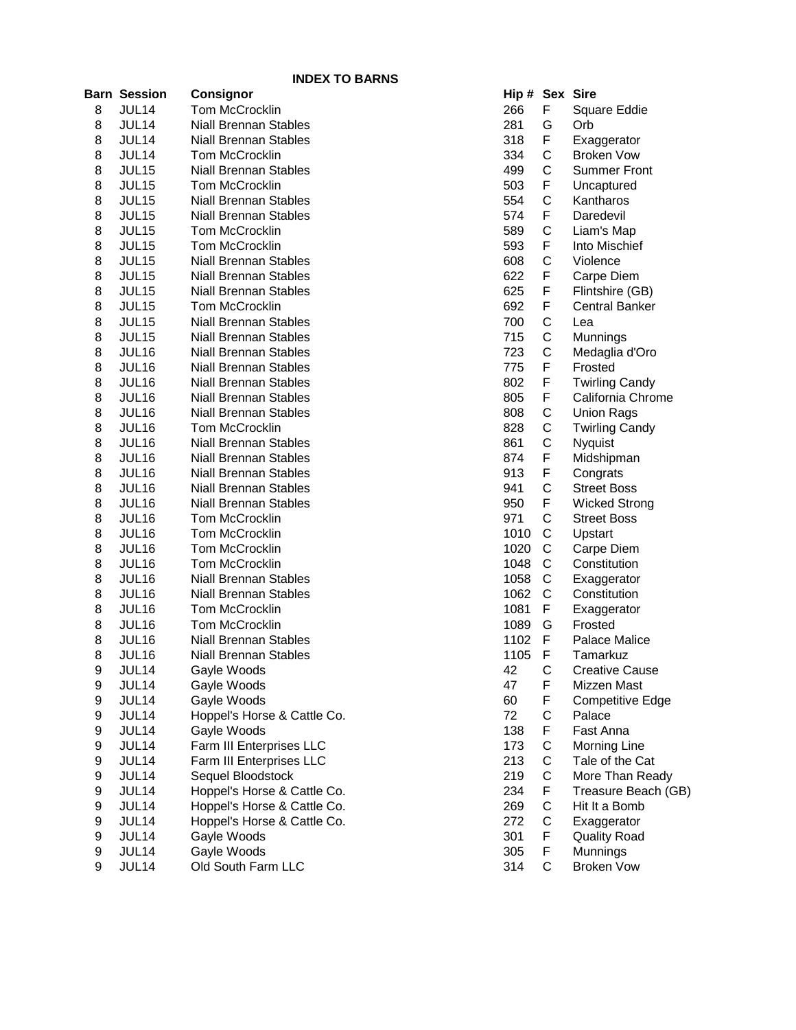## INDEX TO BARNS

| Barn | Session | Consignor | Hip # | Sex | Sire |
|---|---|---|---|---|---|
| 8 | JUL14 | Tom McCrocklin | 266 | F | Square Eddie |
| 8 | JUL14 | Niall Brennan Stables | 281 | G | Orb |
| 8 | JUL14 | Niall Brennan Stables | 318 | F | Exaggerator |
| 8 | JUL14 | Tom McCrocklin | 334 | C | Broken Vow |
| 8 | JUL15 | Niall Brennan Stables | 499 | C | Summer Front |
| 8 | JUL15 | Tom McCrocklin | 503 | F | Uncaptured |
| 8 | JUL15 | Niall Brennan Stables | 554 | C | Kantharos |
| 8 | JUL15 | Niall Brennan Stables | 574 | F | Daredevil |
| 8 | JUL15 | Tom McCrocklin | 589 | C | Liam's Map |
| 8 | JUL15 | Tom McCrocklin | 593 | F | Into Mischief |
| 8 | JUL15 | Niall Brennan Stables | 608 | C | Violence |
| 8 | JUL15 | Niall Brennan Stables | 622 | F | Carpe Diem |
| 8 | JUL15 | Niall Brennan Stables | 625 | F | Flintshire (GB) |
| 8 | JUL15 | Tom McCrocklin | 692 | F | Central Banker |
| 8 | JUL15 | Niall Brennan Stables | 700 | C | Lea |
| 8 | JUL15 | Niall Brennan Stables | 715 | C | Munnings |
| 8 | JUL16 | Niall Brennan Stables | 723 | C | Medaglia d'Oro |
| 8 | JUL16 | Niall Brennan Stables | 775 | F | Frosted |
| 8 | JUL16 | Niall Brennan Stables | 802 | F | Twirling Candy |
| 8 | JUL16 | Niall Brennan Stables | 805 | F | California Chrome |
| 8 | JUL16 | Niall Brennan Stables | 808 | C | Union Rags |
| 8 | JUL16 | Tom McCrocklin | 828 | C | Twirling Candy |
| 8 | JUL16 | Niall Brennan Stables | 861 | C | Nyquist |
| 8 | JUL16 | Niall Brennan Stables | 874 | F | Midshipman |
| 8 | JUL16 | Niall Brennan Stables | 913 | F | Congrats |
| 8 | JUL16 | Niall Brennan Stables | 941 | C | Street Boss |
| 8 | JUL16 | Niall Brennan Stables | 950 | F | Wicked Strong |
| 8 | JUL16 | Tom McCrocklin | 971 | C | Street Boss |
| 8 | JUL16 | Tom McCrocklin | 1010 | C | Upstart |
| 8 | JUL16 | Tom McCrocklin | 1020 | C | Carpe Diem |
| 8 | JUL16 | Tom McCrocklin | 1048 | C | Constitution |
| 8 | JUL16 | Niall Brennan Stables | 1058 | C | Exaggerator |
| 8 | JUL16 | Niall Brennan Stables | 1062 | C | Constitution |
| 8 | JUL16 | Tom McCrocklin | 1081 | F | Exaggerator |
| 8 | JUL16 | Tom McCrocklin | 1089 | G | Frosted |
| 8 | JUL16 | Niall Brennan Stables | 1102 | F | Palace Malice |
| 8 | JUL16 | Niall Brennan Stables | 1105 | F | Tamarkuz |
| 9 | JUL14 | Gayle Woods | 42 | C | Creative Cause |
| 9 | JUL14 | Gayle Woods | 47 | F | Mizzen Mast |
| 9 | JUL14 | Gayle Woods | 60 | F | Competitive Edge |
| 9 | JUL14 | Hoppel's Horse & Cattle Co. | 72 | C | Palace |
| 9 | JUL14 | Gayle Woods | 138 | F | Fast Anna |
| 9 | JUL14 | Farm III Enterprises LLC | 173 | C | Morning Line |
| 9 | JUL14 | Farm III Enterprises LLC | 213 | C | Tale of the Cat |
| 9 | JUL14 | Sequel Bloodstock | 219 | C | More Than Ready |
| 9 | JUL14 | Hoppel's Horse & Cattle Co. | 234 | F | Treasure Beach (GB) |
| 9 | JUL14 | Hoppel's Horse & Cattle Co. | 269 | C | Hit It a Bomb |
| 9 | JUL14 | Hoppel's Horse & Cattle Co. | 272 | C | Exaggerator |
| 9 | JUL14 | Gayle Woods | 301 | F | Quality Road |
| 9 | JUL14 | Gayle Woods | 305 | F | Munnings |
| 9 | JUL14 | Old South Farm LLC | 314 | C | Broken Vow |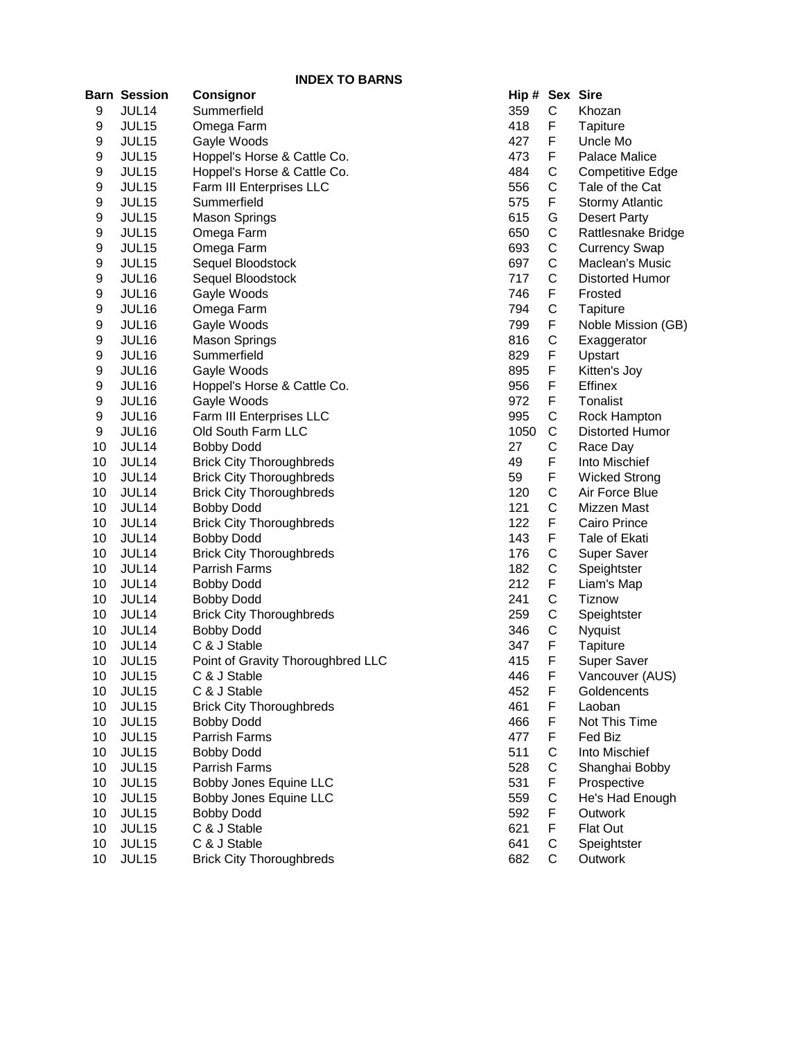## INDEX TO BARNS

| Barn | Session | Consignor | Hip # | Sex | Sire |
|---|---|---|---|---|---|
| 9 | JUL14 | Summerfield | 359 | C | Khozan |
| 9 | JUL15 | Omega Farm | 418 | F | Tapiture |
| 9 | JUL15 | Gayle Woods | 427 | F | Uncle Mo |
| 9 | JUL15 | Hoppel's Horse & Cattle Co. | 473 | F | Palace Malice |
| 9 | JUL15 | Hoppel's Horse & Cattle Co. | 484 | C | Competitive Edge |
| 9 | JUL15 | Farm III Enterprises LLC | 556 | C | Tale of the Cat |
| 9 | JUL15 | Summerfield | 575 | F | Stormy Atlantic |
| 9 | JUL15 | Mason Springs | 615 | G | Desert Party |
| 9 | JUL15 | Omega Farm | 650 | C | Rattlesnake Bridge |
| 9 | JUL15 | Omega Farm | 693 | C | Currency Swap |
| 9 | JUL15 | Sequel Bloodstock | 697 | C | Maclean's Music |
| 9 | JUL16 | Sequel Bloodstock | 717 | C | Distorted Humor |
| 9 | JUL16 | Gayle Woods | 746 | F | Frosted |
| 9 | JUL16 | Omega Farm | 794 | C | Tapiture |
| 9 | JUL16 | Gayle Woods | 799 | F | Noble Mission (GB) |
| 9 | JUL16 | Mason Springs | 816 | C | Exaggerator |
| 9 | JUL16 | Summerfield | 829 | F | Upstart |
| 9 | JUL16 | Gayle Woods | 895 | F | Kitten's Joy |
| 9 | JUL16 | Hoppel's Horse & Cattle Co. | 956 | F | Effinex |
| 9 | JUL16 | Gayle Woods | 972 | F | Tonalist |
| 9 | JUL16 | Farm III Enterprises LLC | 995 | C | Rock Hampton |
| 9 | JUL16 | Old South Farm LLC | 1050 | C | Distorted Humor |
| 10 | JUL14 | Bobby Dodd | 27 | C | Race Day |
| 10 | JUL14 | Brick City Thoroughbreds | 49 | F | Into Mischief |
| 10 | JUL14 | Brick City Thoroughbreds | 59 | F | Wicked Strong |
| 10 | JUL14 | Brick City Thoroughbreds | 120 | C | Air Force Blue |
| 10 | JUL14 | Bobby Dodd | 121 | C | Mizzen Mast |
| 10 | JUL14 | Brick City Thoroughbreds | 122 | F | Cairo Prince |
| 10 | JUL14 | Bobby Dodd | 143 | F | Tale of Ekati |
| 10 | JUL14 | Brick City Thoroughbreds | 176 | C | Super Saver |
| 10 | JUL14 | Parrish Farms | 182 | C | Speightster |
| 10 | JUL14 | Bobby Dodd | 212 | F | Liam's Map |
| 10 | JUL14 | Bobby Dodd | 241 | C | Tiznow |
| 10 | JUL14 | Brick City Thoroughbreds | 259 | C | Speightster |
| 10 | JUL14 | Bobby Dodd | 346 | C | Nyquist |
| 10 | JUL14 | C & J Stable | 347 | F | Tapiture |
| 10 | JUL15 | Point of Gravity Thoroughbred LLC | 415 | F | Super Saver |
| 10 | JUL15 | C & J Stable | 446 | F | Vancouver (AUS) |
| 10 | JUL15 | C & J Stable | 452 | F | Goldencents |
| 10 | JUL15 | Brick City Thoroughbreds | 461 | F | Laoban |
| 10 | JUL15 | Bobby Dodd | 466 | F | Not This Time |
| 10 | JUL15 | Parrish Farms | 477 | F | Fed Biz |
| 10 | JUL15 | Bobby Dodd | 511 | C | Into Mischief |
| 10 | JUL15 | Parrish Farms | 528 | C | Shanghai Bobby |
| 10 | JUL15 | Bobby Jones Equine LLC | 531 | F | Prospective |
| 10 | JUL15 | Bobby Jones Equine LLC | 559 | C | He's Had Enough |
| 10 | JUL15 | Bobby Dodd | 592 | F | Outwork |
| 10 | JUL15 | C & J Stable | 621 | F | Flat Out |
| 10 | JUL15 | C & J Stable | 641 | C | Speightster |
| 10 | JUL15 | Brick City Thoroughbreds | 682 | C | Outwork |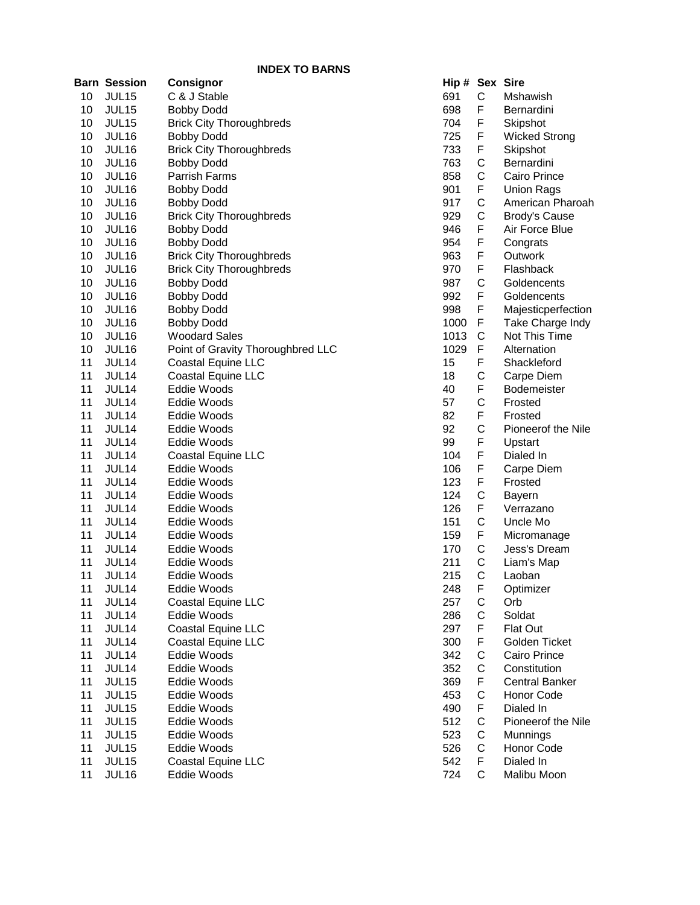## INDEX TO BARNS

| Barn | Session | Consignor | Hip # | Sex | Sire |
|---|---|---|---|---|---|
| 10 | JUL15 | C & J Stable | 691 | C | Mshawish |
| 10 | JUL15 | Bobby Dodd | 698 | F | Bernardini |
| 10 | JUL15 | Brick City Thoroughbreds | 704 | F | Skipshot |
| 10 | JUL16 | Bobby Dodd | 725 | F | Wicked Strong |
| 10 | JUL16 | Brick City Thoroughbreds | 733 | F | Skipshot |
| 10 | JUL16 | Bobby Dodd | 763 | C | Bernardini |
| 10 | JUL16 | Parrish Farms | 858 | C | Cairo Prince |
| 10 | JUL16 | Bobby Dodd | 901 | F | Union Rags |
| 10 | JUL16 | Bobby Dodd | 917 | C | American Pharoah |
| 10 | JUL16 | Brick City Thoroughbreds | 929 | C | Brody's Cause |
| 10 | JUL16 | Bobby Dodd | 946 | F | Air Force Blue |
| 10 | JUL16 | Bobby Dodd | 954 | F | Congrats |
| 10 | JUL16 | Brick City Thoroughbreds | 963 | F | Outwork |
| 10 | JUL16 | Brick City Thoroughbreds | 970 | F | Flashback |
| 10 | JUL16 | Bobby Dodd | 987 | C | Goldencents |
| 10 | JUL16 | Bobby Dodd | 992 | F | Goldencents |
| 10 | JUL16 | Bobby Dodd | 998 | F | Majesticperfection |
| 10 | JUL16 | Bobby Dodd | 1000 | F | Take Charge Indy |
| 10 | JUL16 | Woodard Sales | 1013 | C | Not This Time |
| 10 | JUL16 | Point of Gravity Thoroughbred LLC | 1029 | F | Alternation |
| 11 | JUL14 | Coastal Equine LLC | 15 | F | Shackleford |
| 11 | JUL14 | Coastal Equine LLC | 18 | C | Carpe Diem |
| 11 | JUL14 | Eddie Woods | 40 | F | Bodemeister |
| 11 | JUL14 | Eddie Woods | 57 | C | Frosted |
| 11 | JUL14 | Eddie Woods | 82 | F | Frosted |
| 11 | JUL14 | Eddie Woods | 92 | C | Pioneerof the Nile |
| 11 | JUL14 | Eddie Woods | 99 | F | Upstart |
| 11 | JUL14 | Coastal Equine LLC | 104 | F | Dialed In |
| 11 | JUL14 | Eddie Woods | 106 | F | Carpe Diem |
| 11 | JUL14 | Eddie Woods | 123 | F | Frosted |
| 11 | JUL14 | Eddie Woods | 124 | C | Bayern |
| 11 | JUL14 | Eddie Woods | 126 | F | Verrazano |
| 11 | JUL14 | Eddie Woods | 151 | C | Uncle Mo |
| 11 | JUL14 | Eddie Woods | 159 | F | Micromanage |
| 11 | JUL14 | Eddie Woods | 170 | C | Jess's Dream |
| 11 | JUL14 | Eddie Woods | 211 | C | Liam's Map |
| 11 | JUL14 | Eddie Woods | 215 | C | Laoban |
| 11 | JUL14 | Eddie Woods | 248 | F | Optimizer |
| 11 | JUL14 | Coastal Equine LLC | 257 | C | Orb |
| 11 | JUL14 | Eddie Woods | 286 | C | Soldat |
| 11 | JUL14 | Coastal Equine LLC | 297 | F | Flat Out |
| 11 | JUL14 | Coastal Equine LLC | 300 | F | Golden Ticket |
| 11 | JUL14 | Eddie Woods | 342 | C | Cairo Prince |
| 11 | JUL14 | Eddie Woods | 352 | C | Constitution |
| 11 | JUL15 | Eddie Woods | 369 | F | Central Banker |
| 11 | JUL15 | Eddie Woods | 453 | C | Honor Code |
| 11 | JUL15 | Eddie Woods | 490 | F | Dialed In |
| 11 | JUL15 | Eddie Woods | 512 | C | Pioneerof the Nile |
| 11 | JUL15 | Eddie Woods | 523 | C | Munnings |
| 11 | JUL15 | Eddie Woods | 526 | C | Honor Code |
| 11 | JUL15 | Coastal Equine LLC | 542 | F | Dialed In |
| 11 | JUL16 | Eddie Woods | 724 | C | Malibu Moon |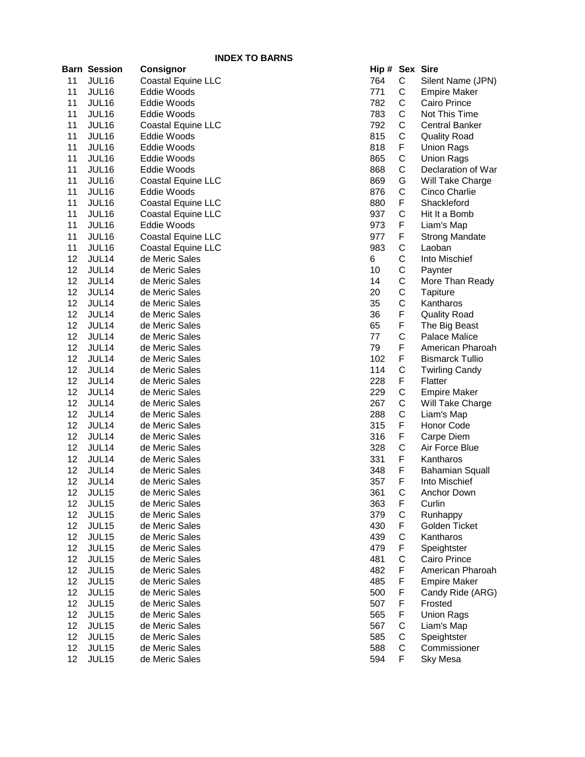# INDEX TO BARNS

| Barn | Session | Consignor | Hip # | Sex | Sire |
|---|---|---|---|---|---|
| 11 | JUL16 | Coastal Equine LLC | 764 | C | Silent Name (JPN) |
| 11 | JUL16 | Eddie Woods | 771 | C | Empire Maker |
| 11 | JUL16 | Eddie Woods | 782 | C | Cairo Prince |
| 11 | JUL16 | Eddie Woods | 783 | C | Not This Time |
| 11 | JUL16 | Coastal Equine LLC | 792 | C | Central Banker |
| 11 | JUL16 | Eddie Woods | 815 | C | Quality Road |
| 11 | JUL16 | Eddie Woods | 818 | F | Union Rags |
| 11 | JUL16 | Eddie Woods | 865 | C | Union Rags |
| 11 | JUL16 | Eddie Woods | 868 | C | Declaration of War |
| 11 | JUL16 | Coastal Equine LLC | 869 | G | Will Take Charge |
| 11 | JUL16 | Eddie Woods | 876 | C | Cinco Charlie |
| 11 | JUL16 | Coastal Equine LLC | 880 | F | Shackleford |
| 11 | JUL16 | Coastal Equine LLC | 937 | C | Hit It a Bomb |
| 11 | JUL16 | Eddie Woods | 973 | F | Liam's Map |
| 11 | JUL16 | Coastal Equine LLC | 977 | F | Strong Mandate |
| 11 | JUL16 | Coastal Equine LLC | 983 | C | Laoban |
| 12 | JUL14 | de Meric Sales | 6 | C | Into Mischief |
| 12 | JUL14 | de Meric Sales | 10 | C | Paynter |
| 12 | JUL14 | de Meric Sales | 14 | C | More Than Ready |
| 12 | JUL14 | de Meric Sales | 20 | C | Tapiture |
| 12 | JUL14 | de Meric Sales | 35 | C | Kantharos |
| 12 | JUL14 | de Meric Sales | 36 | F | Quality Road |
| 12 | JUL14 | de Meric Sales | 65 | F | The Big Beast |
| 12 | JUL14 | de Meric Sales | 77 | C | Palace Malice |
| 12 | JUL14 | de Meric Sales | 79 | F | American Pharoah |
| 12 | JUL14 | de Meric Sales | 102 | F | Bismarck Tullio |
| 12 | JUL14 | de Meric Sales | 114 | C | Twirling Candy |
| 12 | JUL14 | de Meric Sales | 228 | F | Flatter |
| 12 | JUL14 | de Meric Sales | 229 | C | Empire Maker |
| 12 | JUL14 | de Meric Sales | 267 | C | Will Take Charge |
| 12 | JUL14 | de Meric Sales | 288 | C | Liam's Map |
| 12 | JUL14 | de Meric Sales | 315 | F | Honor Code |
| 12 | JUL14 | de Meric Sales | 316 | F | Carpe Diem |
| 12 | JUL14 | de Meric Sales | 328 | C | Air Force Blue |
| 12 | JUL14 | de Meric Sales | 331 | F | Kantharos |
| 12 | JUL14 | de Meric Sales | 348 | F | Bahamian Squall |
| 12 | JUL14 | de Meric Sales | 357 | F | Into Mischief |
| 12 | JUL15 | de Meric Sales | 361 | C | Anchor Down |
| 12 | JUL15 | de Meric Sales | 363 | F | Curlin |
| 12 | JUL15 | de Meric Sales | 379 | C | Runhappy |
| 12 | JUL15 | de Meric Sales | 430 | F | Golden Ticket |
| 12 | JUL15 | de Meric Sales | 439 | C | Kantharos |
| 12 | JUL15 | de Meric Sales | 479 | F | Speightster |
| 12 | JUL15 | de Meric Sales | 481 | C | Cairo Prince |
| 12 | JUL15 | de Meric Sales | 482 | F | American Pharoah |
| 12 | JUL15 | de Meric Sales | 485 | F | Empire Maker |
| 12 | JUL15 | de Meric Sales | 500 | F | Candy Ride (ARG) |
| 12 | JUL15 | de Meric Sales | 507 | F | Frosted |
| 12 | JUL15 | de Meric Sales | 565 | F | Union Rags |
| 12 | JUL15 | de Meric Sales | 567 | C | Liam's Map |
| 12 | JUL15 | de Meric Sales | 585 | C | Speightster |
| 12 | JUL15 | de Meric Sales | 588 | C | Commissioner |
| 12 | JUL15 | de Meric Sales | 594 | F | Sky Mesa |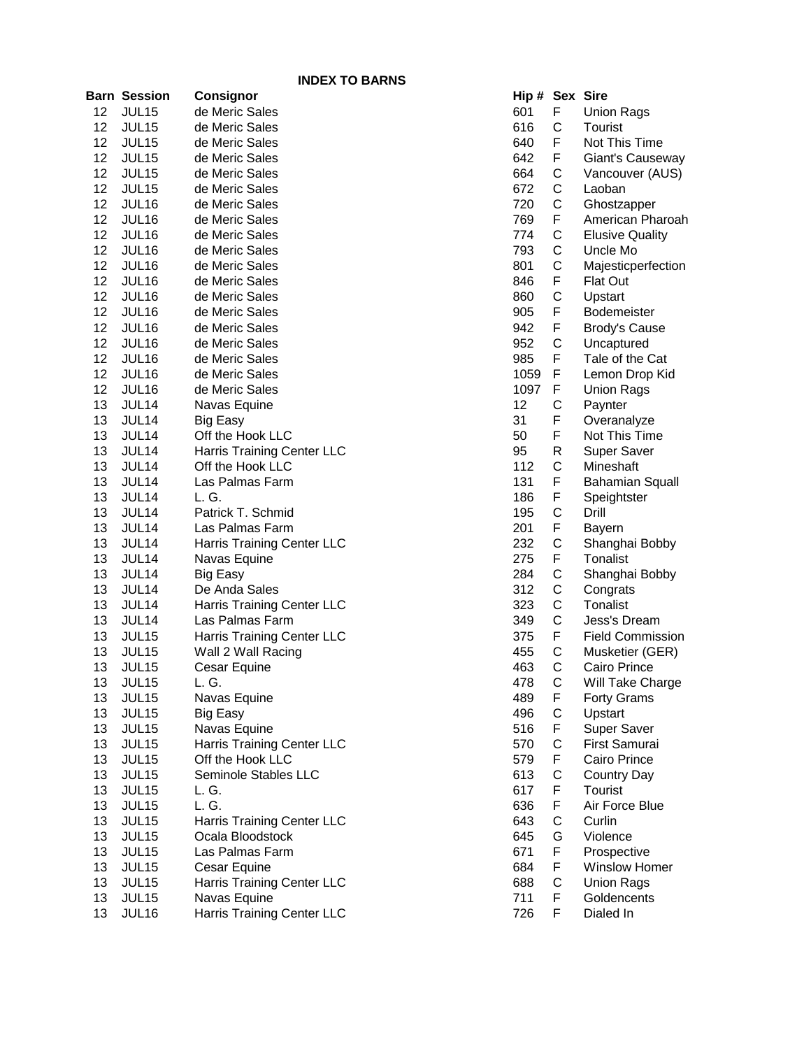## INDEX TO BARNS

| Barn | Session | Consignor | Hip # | Sex | Sire |
|---|---|---|---|---|---|
| 12 | JUL15 | de Meric Sales | 601 | F | Union Rags |
| 12 | JUL15 | de Meric Sales | 616 | C | Tourist |
| 12 | JUL15 | de Meric Sales | 640 | F | Not This Time |
| 12 | JUL15 | de Meric Sales | 642 | F | Giant's Causeway |
| 12 | JUL15 | de Meric Sales | 664 | C | Vancouver (AUS) |
| 12 | JUL15 | de Meric Sales | 672 | C | Laoban |
| 12 | JUL16 | de Meric Sales | 720 | C | Ghostzapper |
| 12 | JUL16 | de Meric Sales | 769 | F | American Pharoah |
| 12 | JUL16 | de Meric Sales | 774 | C | Elusive Quality |
| 12 | JUL16 | de Meric Sales | 793 | C | Uncle Mo |
| 12 | JUL16 | de Meric Sales | 801 | C | Majesticperfection |
| 12 | JUL16 | de Meric Sales | 846 | F | Flat Out |
| 12 | JUL16 | de Meric Sales | 860 | C | Upstart |
| 12 | JUL16 | de Meric Sales | 905 | F | Bodemeister |
| 12 | JUL16 | de Meric Sales | 942 | F | Brody's Cause |
| 12 | JUL16 | de Meric Sales | 952 | C | Uncaptured |
| 12 | JUL16 | de Meric Sales | 985 | F | Tale of the Cat |
| 12 | JUL16 | de Meric Sales | 1059 | F | Lemon Drop Kid |
| 12 | JUL16 | de Meric Sales | 1097 | F | Union Rags |
| 13 | JUL14 | Navas Equine | 12 | C | Paynter |
| 13 | JUL14 | Big Easy | 31 | F | Overanalyze |
| 13 | JUL14 | Off the Hook LLC | 50 | F | Not This Time |
| 13 | JUL14 | Harris Training Center LLC | 95 | R | Super Saver |
| 13 | JUL14 | Off the Hook LLC | 112 | C | Mineshaft |
| 13 | JUL14 | Las Palmas Farm | 131 | F | Bahamian Squall |
| 13 | JUL14 | L. G. | 186 | F | Speightster |
| 13 | JUL14 | Patrick T. Schmid | 195 | C | Drill |
| 13 | JUL14 | Las Palmas Farm | 201 | F | Bayern |
| 13 | JUL14 | Harris Training Center LLC | 232 | C | Shanghai Bobby |
| 13 | JUL14 | Navas Equine | 275 | F | Tonalist |
| 13 | JUL14 | Big Easy | 284 | C | Shanghai Bobby |
| 13 | JUL14 | De Anda Sales | 312 | C | Congrats |
| 13 | JUL14 | Harris Training Center LLC | 323 | C | Tonalist |
| 13 | JUL14 | Las Palmas Farm | 349 | C | Jess's Dream |
| 13 | JUL15 | Harris Training Center LLC | 375 | F | Field Commission |
| 13 | JUL15 | Wall 2 Wall Racing | 455 | C | Musketier (GER) |
| 13 | JUL15 | Cesar Equine | 463 | C | Cairo Prince |
| 13 | JUL15 | L. G. | 478 | C | Will Take Charge |
| 13 | JUL15 | Navas Equine | 489 | F | Forty Grams |
| 13 | JUL15 | Big Easy | 496 | C | Upstart |
| 13 | JUL15 | Navas Equine | 516 | F | Super Saver |
| 13 | JUL15 | Harris Training Center LLC | 570 | C | First Samurai |
| 13 | JUL15 | Off the Hook LLC | 579 | F | Cairo Prince |
| 13 | JUL15 | Seminole Stables LLC | 613 | C | Country Day |
| 13 | JUL15 | L. G. | 617 | F | Tourist |
| 13 | JUL15 | L. G. | 636 | F | Air Force Blue |
| 13 | JUL15 | Harris Training Center LLC | 643 | C | Curlin |
| 13 | JUL15 | Ocala Bloodstock | 645 | G | Violence |
| 13 | JUL15 | Las Palmas Farm | 671 | F | Prospective |
| 13 | JUL15 | Cesar Equine | 684 | F | Winslow Homer |
| 13 | JUL15 | Harris Training Center LLC | 688 | C | Union Rags |
| 13 | JUL15 | Navas Equine | 711 | F | Goldencents |
| 13 | JUL16 | Harris Training Center LLC | 726 | F | Dialed In |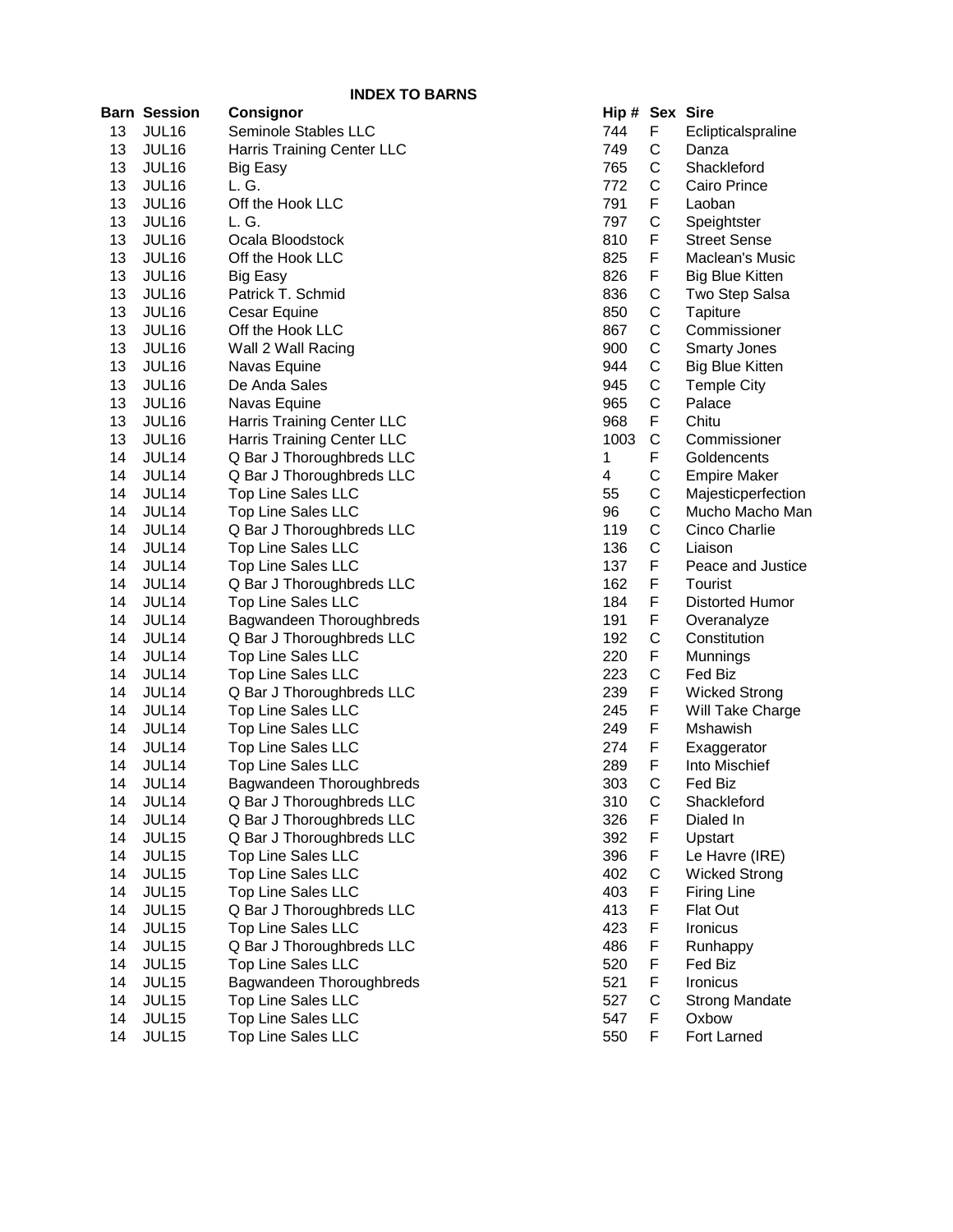## INDEX TO BARNS

| Barn | Session | Consignor | Hip # | Sex | Sire |
|---|---|---|---|---|---|
| 13 | JUL16 | Seminole Stables LLC | 744 | F | Eclipticalspraline |
| 13 | JUL16 | Harris Training Center LLC | 749 | C | Danza |
| 13 | JUL16 | Big Easy | 765 | C | Shackleford |
| 13 | JUL16 | L. G. | 772 | C | Cairo Prince |
| 13 | JUL16 | Off the Hook LLC | 791 | F | Laoban |
| 13 | JUL16 | L. G. | 797 | C | Speightster |
| 13 | JUL16 | Ocala Bloodstock | 810 | F | Street Sense |
| 13 | JUL16 | Off the Hook LLC | 825 | F | Maclean's Music |
| 13 | JUL16 | Big Easy | 826 | F | Big Blue Kitten |
| 13 | JUL16 | Patrick T. Schmid | 836 | C | Two Step Salsa |
| 13 | JUL16 | Cesar Equine | 850 | C | Tapiture |
| 13 | JUL16 | Off the Hook LLC | 867 | C | Commissioner |
| 13 | JUL16 | Wall 2 Wall Racing | 900 | C | Smarty Jones |
| 13 | JUL16 | Navas Equine | 944 | C | Big Blue Kitten |
| 13 | JUL16 | De Anda Sales | 945 | C | Temple City |
| 13 | JUL16 | Navas Equine | 965 | C | Palace |
| 13 | JUL16 | Harris Training Center LLC | 968 | F | Chitu |
| 13 | JUL16 | Harris Training Center LLC | 1003 | C | Commissioner |
| 14 | JUL14 | Q Bar J Thoroughbreds LLC | 1 | F | Goldencents |
| 14 | JUL14 | Q Bar J Thoroughbreds LLC | 4 | C | Empire Maker |
| 14 | JUL14 | Top Line Sales LLC | 55 | C | Majesticperfection |
| 14 | JUL14 | Top Line Sales LLC | 96 | C | Mucho Macho Man |
| 14 | JUL14 | Q Bar J Thoroughbreds LLC | 119 | C | Cinco Charlie |
| 14 | JUL14 | Top Line Sales LLC | 136 | C | Liaison |
| 14 | JUL14 | Top Line Sales LLC | 137 | F | Peace and Justice |
| 14 | JUL14 | Q Bar J Thoroughbreds LLC | 162 | F | Tourist |
| 14 | JUL14 | Top Line Sales LLC | 184 | F | Distorted Humor |
| 14 | JUL14 | Bagwandeen Thoroughbreds | 191 | F | Overanalyze |
| 14 | JUL14 | Q Bar J Thoroughbreds LLC | 192 | C | Constitution |
| 14 | JUL14 | Top Line Sales LLC | 220 | F | Munnings |
| 14 | JUL14 | Top Line Sales LLC | 223 | C | Fed Biz |
| 14 | JUL14 | Q Bar J Thoroughbreds LLC | 239 | F | Wicked Strong |
| 14 | JUL14 | Top Line Sales LLC | 245 | F | Will Take Charge |
| 14 | JUL14 | Top Line Sales LLC | 249 | F | Mshawish |
| 14 | JUL14 | Top Line Sales LLC | 274 | F | Exaggerator |
| 14 | JUL14 | Top Line Sales LLC | 289 | F | Into Mischief |
| 14 | JUL14 | Bagwandeen Thoroughbreds | 303 | C | Fed Biz |
| 14 | JUL14 | Q Bar J Thoroughbreds LLC | 310 | C | Shackleford |
| 14 | JUL14 | Q Bar J Thoroughbreds LLC | 326 | F | Dialed In |
| 14 | JUL15 | Q Bar J Thoroughbreds LLC | 392 | F | Upstart |
| 14 | JUL15 | Top Line Sales LLC | 396 | F | Le Havre (IRE) |
| 14 | JUL15 | Top Line Sales LLC | 402 | C | Wicked Strong |
| 14 | JUL15 | Top Line Sales LLC | 403 | F | Firing Line |
| 14 | JUL15 | Q Bar J Thoroughbreds LLC | 413 | F | Flat Out |
| 14 | JUL15 | Top Line Sales LLC | 423 | F | Ironicus |
| 14 | JUL15 | Q Bar J Thoroughbreds LLC | 486 | F | Runhappy |
| 14 | JUL15 | Top Line Sales LLC | 520 | F | Fed Biz |
| 14 | JUL15 | Bagwandeen Thoroughbreds | 521 | F | Ironicus |
| 14 | JUL15 | Top Line Sales LLC | 527 | C | Strong Mandate |
| 14 | JUL15 | Top Line Sales LLC | 547 | F | Oxbow |
| 14 | JUL15 | Top Line Sales LLC | 550 | F | Fort Larned |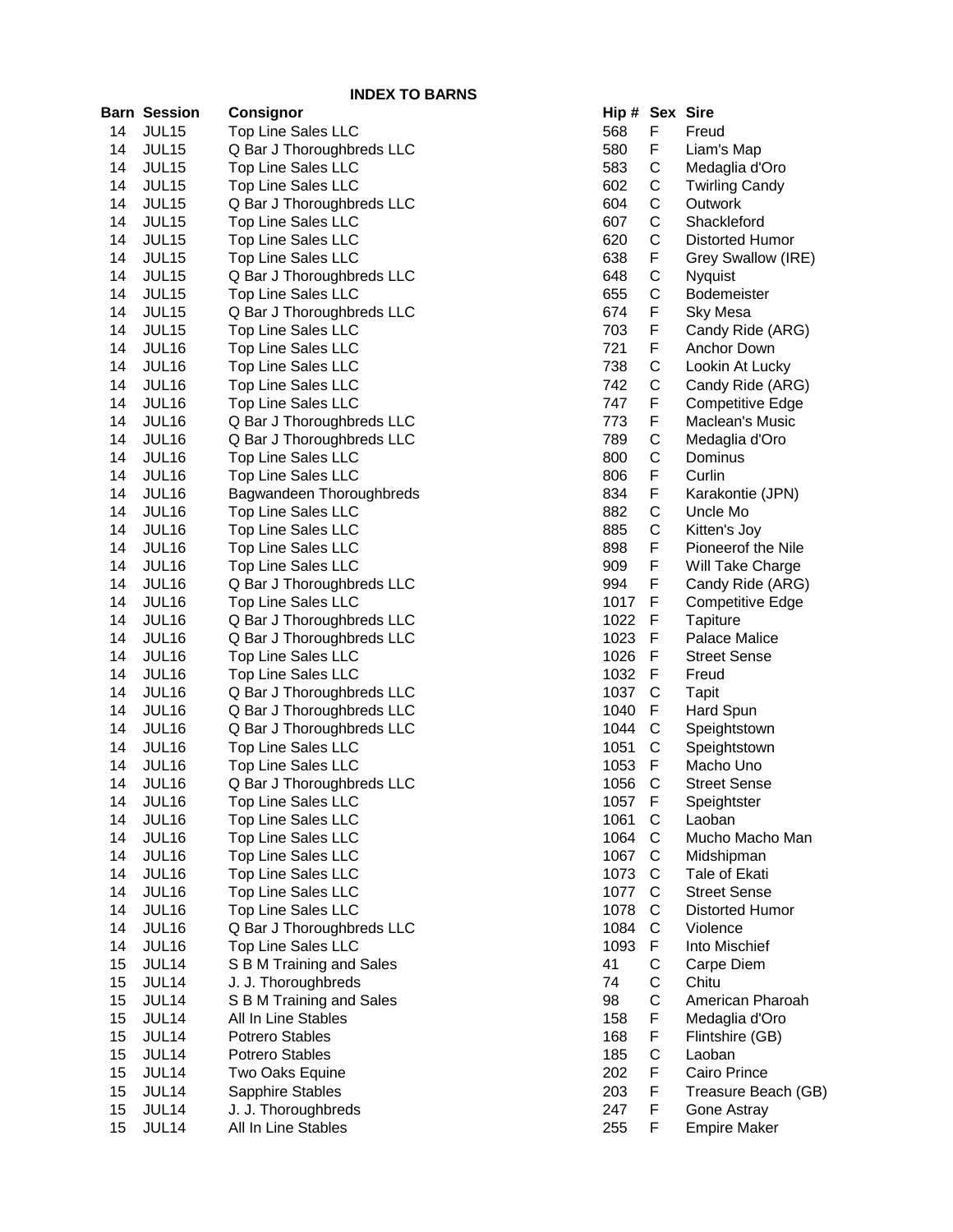**INDEX TO BARNS**

| Barn | Session | Consignor | Hip # | Sex | Sire |
|---|---|---|---|---|---|
| 14 | JUL15 | Top Line Sales LLC | 568 | F | Freud |
| 14 | JUL15 | Q Bar J Thoroughbreds LLC | 580 | F | Liam's Map |
| 14 | JUL15 | Top Line Sales LLC | 583 | C | Medaglia d'Oro |
| 14 | JUL15 | Top Line Sales LLC | 602 | C | Twirling Candy |
| 14 | JUL15 | Q Bar J Thoroughbreds LLC | 604 | C | Outwork |
| 14 | JUL15 | Top Line Sales LLC | 607 | C | Shackleford |
| 14 | JUL15 | Top Line Sales LLC | 620 | C | Distorted Humor |
| 14 | JUL15 | Top Line Sales LLC | 638 | F | Grey Swallow (IRE) |
| 14 | JUL15 | Q Bar J Thoroughbreds LLC | 648 | C | Nyquist |
| 14 | JUL15 | Top Line Sales LLC | 655 | C | Bodemeister |
| 14 | JUL15 | Q Bar J Thoroughbreds LLC | 674 | F | Sky Mesa |
| 14 | JUL15 | Top Line Sales LLC | 703 | F | Candy Ride (ARG) |
| 14 | JUL16 | Top Line Sales LLC | 721 | F | Anchor Down |
| 14 | JUL16 | Top Line Sales LLC | 738 | C | Lookin At Lucky |
| 14 | JUL16 | Top Line Sales LLC | 742 | C | Candy Ride (ARG) |
| 14 | JUL16 | Top Line Sales LLC | 747 | F | Competitive Edge |
| 14 | JUL16 | Q Bar J Thoroughbreds LLC | 773 | F | Maclean's Music |
| 14 | JUL16 | Q Bar J Thoroughbreds LLC | 789 | C | Medaglia d'Oro |
| 14 | JUL16 | Top Line Sales LLC | 800 | C | Dominus |
| 14 | JUL16 | Top Line Sales LLC | 806 | F | Curlin |
| 14 | JUL16 | Bagwandeen Thoroughbreds | 834 | F | Karakontie (JPN) |
| 14 | JUL16 | Top Line Sales LLC | 882 | C | Uncle Mo |
| 14 | JUL16 | Top Line Sales LLC | 885 | C | Kitten's Joy |
| 14 | JUL16 | Top Line Sales LLC | 898 | F | Pioneerof the Nile |
| 14 | JUL16 | Top Line Sales LLC | 909 | F | Will Take Charge |
| 14 | JUL16 | Q Bar J Thoroughbreds LLC | 994 | F | Candy Ride (ARG) |
| 14 | JUL16 | Top Line Sales LLC | 1017 | F | Competitive Edge |
| 14 | JUL16 | Q Bar J Thoroughbreds LLC | 1022 | F | Tapiture |
| 14 | JUL16 | Q Bar J Thoroughbreds LLC | 1023 | F | Palace Malice |
| 14 | JUL16 | Top Line Sales LLC | 1026 | F | Street Sense |
| 14 | JUL16 | Top Line Sales LLC | 1032 | F | Freud |
| 14 | JUL16 | Q Bar J Thoroughbreds LLC | 1037 | C | Tapit |
| 14 | JUL16 | Q Bar J Thoroughbreds LLC | 1040 | F | Hard Spun |
| 14 | JUL16 | Q Bar J Thoroughbreds LLC | 1044 | C | Speightstown |
| 14 | JUL16 | Top Line Sales LLC | 1051 | C | Speightstown |
| 14 | JUL16 | Top Line Sales LLC | 1053 | F | Macho Uno |
| 14 | JUL16 | Q Bar J Thoroughbreds LLC | 1056 | C | Street Sense |
| 14 | JUL16 | Top Line Sales LLC | 1057 | F | Speightster |
| 14 | JUL16 | Top Line Sales LLC | 1061 | C | Laoban |
| 14 | JUL16 | Top Line Sales LLC | 1064 | C | Mucho Macho Man |
| 14 | JUL16 | Top Line Sales LLC | 1067 | C | Midshipman |
| 14 | JUL16 | Top Line Sales LLC | 1073 | C | Tale of Ekati |
| 14 | JUL16 | Top Line Sales LLC | 1077 | C | Street Sense |
| 14 | JUL16 | Top Line Sales LLC | 1078 | C | Distorted Humor |
| 14 | JUL16 | Q Bar J Thoroughbreds LLC | 1084 | C | Violence |
| 14 | JUL16 | Top Line Sales LLC | 1093 | F | Into Mischief |
| 15 | JUL14 | S B M Training and Sales | 41 | C | Carpe Diem |
| 15 | JUL14 | J. J. Thoroughbreds | 74 | C | Chitu |
| 15 | JUL14 | S B M Training and Sales | 98 | C | American Pharoah |
| 15 | JUL14 | All In Line Stables | 158 | F | Medaglia d'Oro |
| 15 | JUL14 | Potrero Stables | 168 | F | Flintshire (GB) |
| 15 | JUL14 | Potrero Stables | 185 | C | Laoban |
| 15 | JUL14 | Two Oaks Equine | 202 | F | Cairo Prince |
| 15 | JUL14 | Sapphire Stables | 203 | F | Treasure Beach (GB) |
| 15 | JUL14 | J. J. Thoroughbreds | 247 | F | Gone Astray |
| 15 | JUL14 | All In Line Stables | 255 | F | Empire Maker |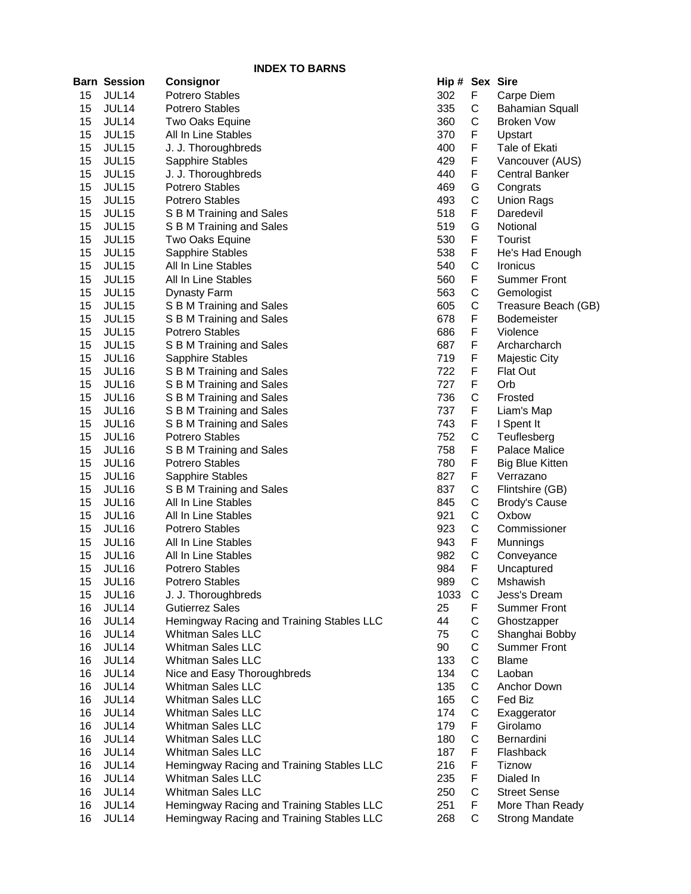**INDEX TO BARNS**

| Barn | Session | Consignor | Hip # | Sex | Sire |
|---|---|---|---|---|---|
| 15 | JUL14 | Potrero Stables | 302 | F | Carpe Diem |
| 15 | JUL14 | Potrero Stables | 335 | C | Bahamian Squall |
| 15 | JUL14 | Two Oaks Equine | 360 | C | Broken Vow |
| 15 | JUL15 | All In Line Stables | 370 | F | Upstart |
| 15 | JUL15 | J. J. Thoroughbreds | 400 | F | Tale of Ekati |
| 15 | JUL15 | Sapphire Stables | 429 | F | Vancouver (AUS) |
| 15 | JUL15 | J. J. Thoroughbreds | 440 | F | Central Banker |
| 15 | JUL15 | Potrero Stables | 469 | G | Congrats |
| 15 | JUL15 | Potrero Stables | 493 | C | Union Rags |
| 15 | JUL15 | S B M Training and Sales | 518 | F | Daredevil |
| 15 | JUL15 | S B M Training and Sales | 519 | G | Notional |
| 15 | JUL15 | Two Oaks Equine | 530 | F | Tourist |
| 15 | JUL15 | Sapphire Stables | 538 | F | He's Had Enough |
| 15 | JUL15 | All In Line Stables | 540 | C | Ironicus |
| 15 | JUL15 | All In Line Stables | 560 | F | Summer Front |
| 15 | JUL15 | Dynasty Farm | 563 | C | Gemologist |
| 15 | JUL15 | S B M Training and Sales | 605 | C | Treasure Beach (GB) |
| 15 | JUL15 | S B M Training and Sales | 678 | F | Bodemeister |
| 15 | JUL15 | Potrero Stables | 686 | F | Violence |
| 15 | JUL15 | S B M Training and Sales | 687 | F | Archarcharch |
| 15 | JUL16 | Sapphire Stables | 719 | F | Majestic City |
| 15 | JUL16 | S B M Training and Sales | 722 | F | Flat Out |
| 15 | JUL16 | S B M Training and Sales | 727 | F | Orb |
| 15 | JUL16 | S B M Training and Sales | 736 | C | Frosted |
| 15 | JUL16 | S B M Training and Sales | 737 | F | Liam's Map |
| 15 | JUL16 | S B M Training and Sales | 743 | F | I Spent It |
| 15 | JUL16 | Potrero Stables | 752 | C | Teuflesberg |
| 15 | JUL16 | S B M Training and Sales | 758 | F | Palace Malice |
| 15 | JUL16 | Potrero Stables | 780 | F | Big Blue Kitten |
| 15 | JUL16 | Sapphire Stables | 827 | F | Verrazano |
| 15 | JUL16 | S B M Training and Sales | 837 | C | Flintshire (GB) |
| 15 | JUL16 | All In Line Stables | 845 | C | Brody's Cause |
| 15 | JUL16 | All In Line Stables | 921 | C | Oxbow |
| 15 | JUL16 | Potrero Stables | 923 | C | Commissioner |
| 15 | JUL16 | All In Line Stables | 943 | F | Munnings |
| 15 | JUL16 | All In Line Stables | 982 | C | Conveyance |
| 15 | JUL16 | Potrero Stables | 984 | F | Uncaptured |
| 15 | JUL16 | Potrero Stables | 989 | C | Mshawish |
| 15 | JUL16 | J. J. Thoroughbreds | 1033 | C | Jess's Dream |
| 16 | JUL14 | Gutierrez Sales | 25 | F | Summer Front |
| 16 | JUL14 | Hemingway Racing and Training Stables LLC | 44 | C | Ghostzapper |
| 16 | JUL14 | Whitman Sales LLC | 75 | C | Shanghai Bobby |
| 16 | JUL14 | Whitman Sales LLC | 90 | C | Summer Front |
| 16 | JUL14 | Whitman Sales LLC | 133 | C | Blame |
| 16 | JUL14 | Nice and Easy Thoroughbreds | 134 | C | Laoban |
| 16 | JUL14 | Whitman Sales LLC | 135 | C | Anchor Down |
| 16 | JUL14 | Whitman Sales LLC | 165 | C | Fed Biz |
| 16 | JUL14 | Whitman Sales LLC | 174 | C | Exaggerator |
| 16 | JUL14 | Whitman Sales LLC | 179 | F | Girolamo |
| 16 | JUL14 | Whitman Sales LLC | 180 | C | Bernardini |
| 16 | JUL14 | Whitman Sales LLC | 187 | F | Flashback |
| 16 | JUL14 | Hemingway Racing and Training Stables LLC | 216 | F | Tiznow |
| 16 | JUL14 | Whitman Sales LLC | 235 | F | Dialed In |
| 16 | JUL14 | Whitman Sales LLC | 250 | C | Street Sense |
| 16 | JUL14 | Hemingway Racing and Training Stables LLC | 251 | F | More Than Ready |
| 16 | JUL14 | Hemingway Racing and Training Stables LLC | 268 | C | Strong Mandate |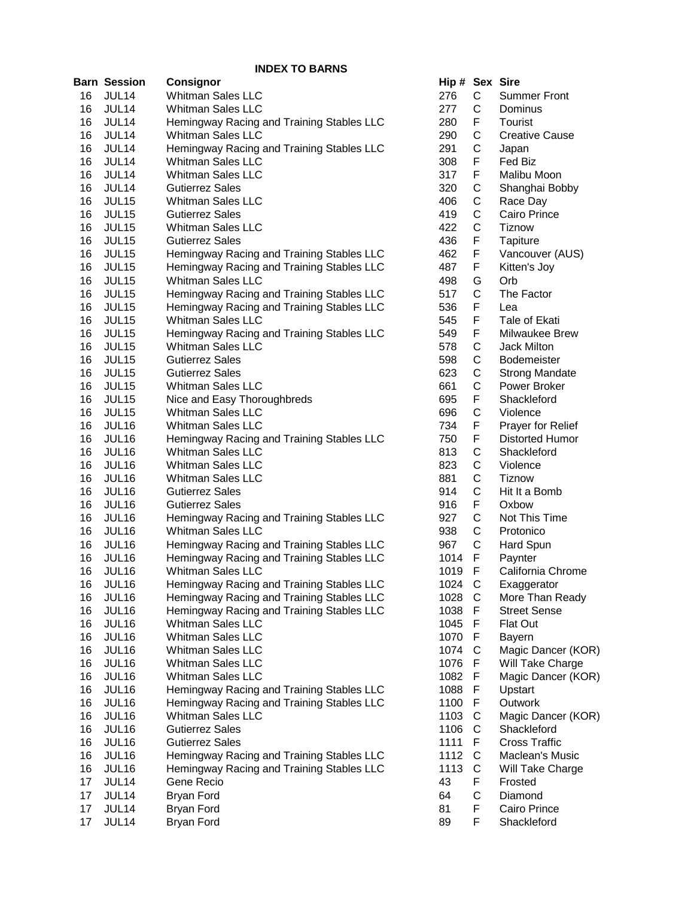**INDEX TO BARNS**

| Barn | Session | Consignor | Hip # | Sex | Sire |
|---|---|---|---|---|---|
| 16 | JUL14 | Whitman Sales LLC | 276 | C | Summer Front |
| 16 | JUL14 | Whitman Sales LLC | 277 | C | Dominus |
| 16 | JUL14 | Hemingway Racing and Training Stables LLC | 280 | F | Tourist |
| 16 | JUL14 | Whitman Sales LLC | 290 | C | Creative Cause |
| 16 | JUL14 | Hemingway Racing and Training Stables LLC | 291 | C | Japan |
| 16 | JUL14 | Whitman Sales LLC | 308 | F | Fed Biz |
| 16 | JUL14 | Whitman Sales LLC | 317 | F | Malibu Moon |
| 16 | JUL14 | Gutierrez Sales | 320 | C | Shanghai Bobby |
| 16 | JUL15 | Whitman Sales LLC | 406 | C | Race Day |
| 16 | JUL15 | Gutierrez Sales | 419 | C | Cairo Prince |
| 16 | JUL15 | Whitman Sales LLC | 422 | C | Tiznow |
| 16 | JUL15 | Gutierrez Sales | 436 | F | Tapiture |
| 16 | JUL15 | Hemingway Racing and Training Stables LLC | 462 | F | Vancouver (AUS) |
| 16 | JUL15 | Hemingway Racing and Training Stables LLC | 487 | F | Kitten's Joy |
| 16 | JUL15 | Whitman Sales LLC | 498 | G | Orb |
| 16 | JUL15 | Hemingway Racing and Training Stables LLC | 517 | C | The Factor |
| 16 | JUL15 | Hemingway Racing and Training Stables LLC | 536 | F | Lea |
| 16 | JUL15 | Whitman Sales LLC | 545 | F | Tale of Ekati |
| 16 | JUL15 | Hemingway Racing and Training Stables LLC | 549 | F | Milwaukee Brew |
| 16 | JUL15 | Whitman Sales LLC | 578 | C | Jack Milton |
| 16 | JUL15 | Gutierrez Sales | 598 | C | Bodemeister |
| 16 | JUL15 | Gutierrez Sales | 623 | C | Strong Mandate |
| 16 | JUL15 | Whitman Sales LLC | 661 | C | Power Broker |
| 16 | JUL15 | Nice and Easy Thoroughbreds | 695 | F | Shackleford |
| 16 | JUL15 | Whitman Sales LLC | 696 | C | Violence |
| 16 | JUL16 | Whitman Sales LLC | 734 | F | Prayer for Relief |
| 16 | JUL16 | Hemingway Racing and Training Stables LLC | 750 | F | Distorted Humor |
| 16 | JUL16 | Whitman Sales LLC | 813 | C | Shackleford |
| 16 | JUL16 | Whitman Sales LLC | 823 | C | Violence |
| 16 | JUL16 | Whitman Sales LLC | 881 | C | Tiznow |
| 16 | JUL16 | Gutierrez Sales | 914 | C | Hit It a Bomb |
| 16 | JUL16 | Gutierrez Sales | 916 | F | Oxbow |
| 16 | JUL16 | Hemingway Racing and Training Stables LLC | 927 | C | Not This Time |
| 16 | JUL16 | Whitman Sales LLC | 938 | C | Protonico |
| 16 | JUL16 | Hemingway Racing and Training Stables LLC | 967 | C | Hard Spun |
| 16 | JUL16 | Hemingway Racing and Training Stables LLC | 1014 | F | Paynter |
| 16 | JUL16 | Whitman Sales LLC | 1019 | F | California Chrome |
| 16 | JUL16 | Hemingway Racing and Training Stables LLC | 1024 | C | Exaggerator |
| 16 | JUL16 | Hemingway Racing and Training Stables LLC | 1028 | C | More Than Ready |
| 16 | JUL16 | Hemingway Racing and Training Stables LLC | 1038 | F | Street Sense |
| 16 | JUL16 | Whitman Sales LLC | 1045 | F | Flat Out |
| 16 | JUL16 | Whitman Sales LLC | 1070 | F | Bayern |
| 16 | JUL16 | Whitman Sales LLC | 1074 | C | Magic Dancer (KOR) |
| 16 | JUL16 | Whitman Sales LLC | 1076 | F | Will Take Charge |
| 16 | JUL16 | Whitman Sales LLC | 1082 | F | Magic Dancer (KOR) |
| 16 | JUL16 | Hemingway Racing and Training Stables LLC | 1088 | F | Upstart |
| 16 | JUL16 | Hemingway Racing and Training Stables LLC | 1100 | F | Outwork |
| 16 | JUL16 | Whitman Sales LLC | 1103 | C | Magic Dancer (KOR) |
| 16 | JUL16 | Gutierrez Sales | 1106 | C | Shackleford |
| 16 | JUL16 | Gutierrez Sales | 1111 | F | Cross Traffic |
| 16 | JUL16 | Hemingway Racing and Training Stables LLC | 1112 | C | Maclean's Music |
| 16 | JUL16 | Hemingway Racing and Training Stables LLC | 1113 | C | Will Take Charge |
| 17 | JUL14 | Gene Recio | 43 | F | Frosted |
| 17 | JUL14 | Bryan Ford | 64 | C | Diamond |
| 17 | JUL14 | Bryan Ford | 81 | F | Cairo Prince |
| 17 | JUL14 | Bryan Ford | 89 | F | Shackleford |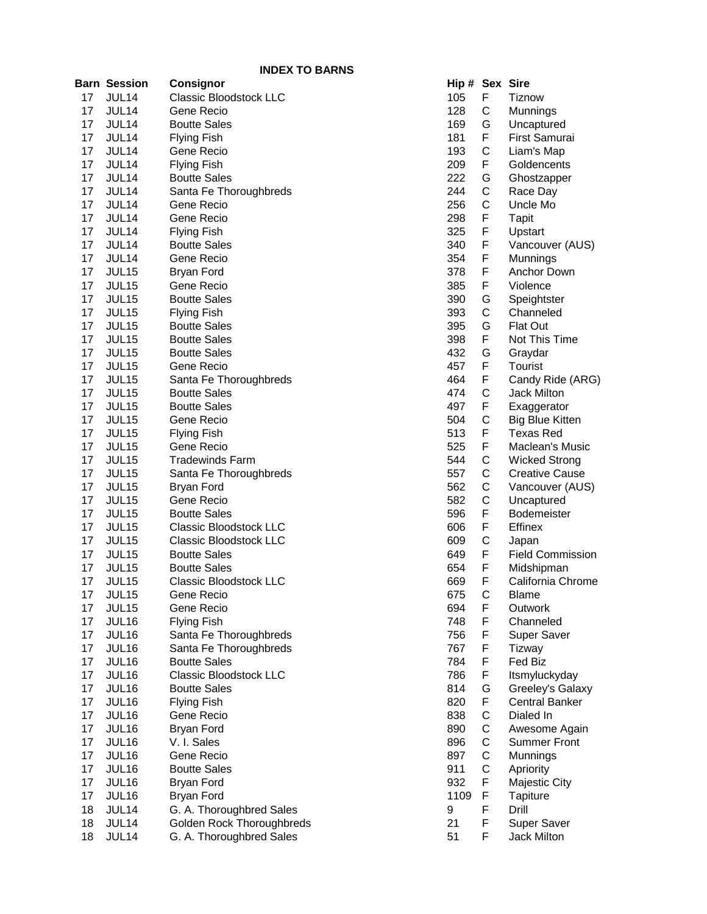## INDEX TO BARNS

| Barn | Session | Consignor | Hip # | Sex | Sire |
|---|---|---|---|---|---|
| 17 | JUL14 | Classic Bloodstock LLC | 105 | F | Tiznow |
| 17 | JUL14 | Gene Recio | 128 | C | Munnings |
| 17 | JUL14 | Boutte Sales | 169 | G | Uncaptured |
| 17 | JUL14 | Flying Fish | 181 | F | First Samurai |
| 17 | JUL14 | Gene Recio | 193 | C | Liam's Map |
| 17 | JUL14 | Flying Fish | 209 | F | Goldencents |
| 17 | JUL14 | Boutte Sales | 222 | G | Ghostzapper |
| 17 | JUL14 | Santa Fe Thoroughbreds | 244 | C | Race Day |
| 17 | JUL14 | Gene Recio | 256 | C | Uncle Mo |
| 17 | JUL14 | Gene Recio | 298 | F | Tapit |
| 17 | JUL14 | Flying Fish | 325 | F | Upstart |
| 17 | JUL14 | Boutte Sales | 340 | F | Vancouver (AUS) |
| 17 | JUL14 | Gene Recio | 354 | F | Munnings |
| 17 | JUL15 | Bryan Ford | 378 | F | Anchor Down |
| 17 | JUL15 | Gene Recio | 385 | F | Violence |
| 17 | JUL15 | Boutte Sales | 390 | G | Speightster |
| 17 | JUL15 | Flying Fish | 393 | C | Channeled |
| 17 | JUL15 | Boutte Sales | 395 | G | Flat Out |
| 17 | JUL15 | Boutte Sales | 398 | F | Not This Time |
| 17 | JUL15 | Boutte Sales | 432 | G | Graydar |
| 17 | JUL15 | Gene Recio | 457 | F | Tourist |
| 17 | JUL15 | Santa Fe Thoroughbreds | 464 | F | Candy Ride (ARG) |
| 17 | JUL15 | Boutte Sales | 474 | C | Jack Milton |
| 17 | JUL15 | Boutte Sales | 497 | F | Exaggerator |
| 17 | JUL15 | Gene Recio | 504 | C | Big Blue Kitten |
| 17 | JUL15 | Flying Fish | 513 | F | Texas Red |
| 17 | JUL15 | Gene Recio | 525 | F | Maclean's Music |
| 17 | JUL15 | Tradewinds Farm | 544 | C | Wicked Strong |
| 17 | JUL15 | Santa Fe Thoroughbreds | 557 | C | Creative Cause |
| 17 | JUL15 | Bryan Ford | 562 | C | Vancouver (AUS) |
| 17 | JUL15 | Gene Recio | 582 | C | Uncaptured |
| 17 | JUL15 | Boutte Sales | 596 | F | Bodemeister |
| 17 | JUL15 | Classic Bloodstock LLC | 606 | F | Effinex |
| 17 | JUL15 | Classic Bloodstock LLC | 609 | C | Japan |
| 17 | JUL15 | Boutte Sales | 649 | F | Field Commission |
| 17 | JUL15 | Boutte Sales | 654 | F | Midshipman |
| 17 | JUL15 | Classic Bloodstock LLC | 669 | F | California Chrome |
| 17 | JUL15 | Gene Recio | 675 | C | Blame |
| 17 | JUL15 | Gene Recio | 694 | F | Outwork |
| 17 | JUL16 | Flying Fish | 748 | F | Channeled |
| 17 | JUL16 | Santa Fe Thoroughbreds | 756 | F | Super Saver |
| 17 | JUL16 | Santa Fe Thoroughbreds | 767 | F | Tizway |
| 17 | JUL16 | Boutte Sales | 784 | F | Fed Biz |
| 17 | JUL16 | Classic Bloodstock LLC | 786 | F | Itsmyluckyday |
| 17 | JUL16 | Boutte Sales | 814 | G | Greeley's Galaxy |
| 17 | JUL16 | Flying Fish | 820 | F | Central Banker |
| 17 | JUL16 | Gene Recio | 838 | C | Dialed In |
| 17 | JUL16 | Bryan Ford | 890 | C | Awesome Again |
| 17 | JUL16 | V. I. Sales | 896 | C | Summer Front |
| 17 | JUL16 | Gene Recio | 897 | C | Munnings |
| 17 | JUL16 | Boutte Sales | 911 | C | Apriority |
| 17 | JUL16 | Bryan Ford | 932 | F | Majestic City |
| 17 | JUL16 | Bryan Ford | 1109 | F | Tapiture |
| 18 | JUL14 | G. A. Thoroughbred Sales | 9 | F | Drill |
| 18 | JUL14 | Golden Rock Thoroughbreds | 21 | F | Super Saver |
| 18 | JUL14 | G. A. Thoroughbred Sales | 51 | F | Jack Milton |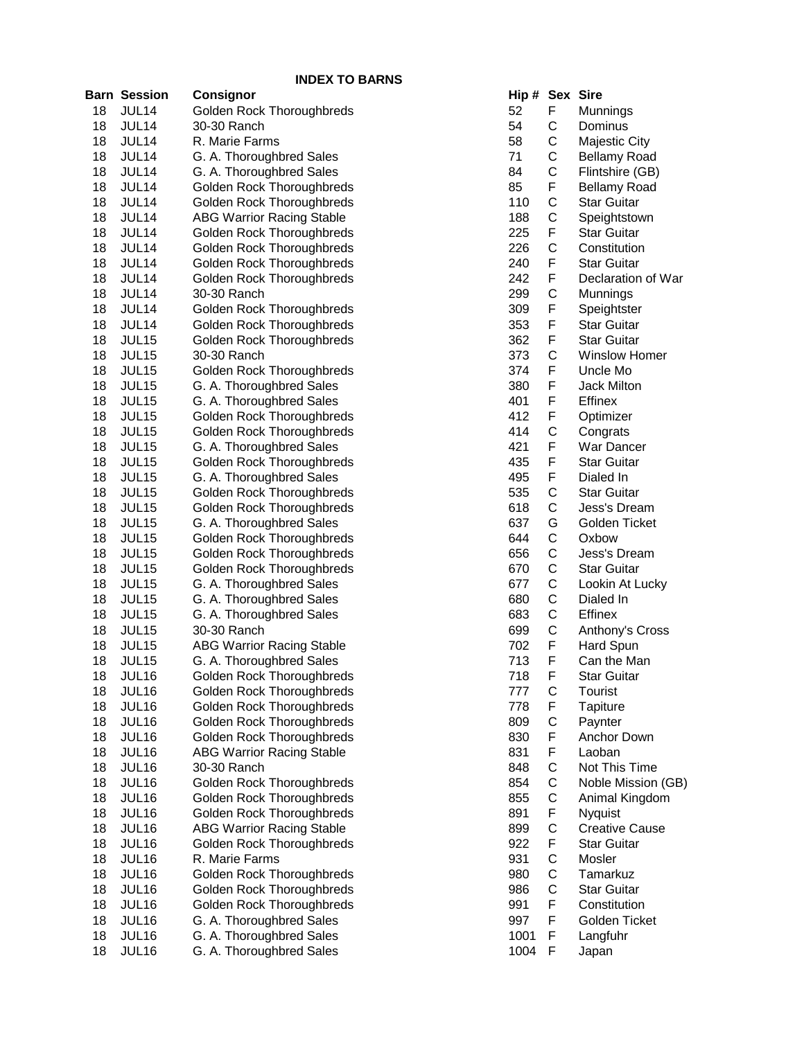## INDEX TO BARNS

| Barn | Session | Consignor | Hip # | Sex | Sire |
|---|---|---|---|---|---|
| 18 | JUL14 | Golden Rock Thoroughbreds | 52 | F | Munnings |
| 18 | JUL14 | 30-30 Ranch | 54 | C | Dominus |
| 18 | JUL14 | R. Marie Farms | 58 | C | Majestic City |
| 18 | JUL14 | G. A. Thoroughbred Sales | 71 | C | Bellamy Road |
| 18 | JUL14 | G. A. Thoroughbred Sales | 84 | C | Flintshire (GB) |
| 18 | JUL14 | Golden Rock Thoroughbreds | 85 | F | Bellamy Road |
| 18 | JUL14 | Golden Rock Thoroughbreds | 110 | C | Star Guitar |
| 18 | JUL14 | ABG Warrior Racing Stable | 188 | C | Speightstown |
| 18 | JUL14 | Golden Rock Thoroughbreds | 225 | F | Star Guitar |
| 18 | JUL14 | Golden Rock Thoroughbreds | 226 | C | Constitution |
| 18 | JUL14 | Golden Rock Thoroughbreds | 240 | F | Star Guitar |
| 18 | JUL14 | Golden Rock Thoroughbreds | 242 | F | Declaration of War |
| 18 | JUL14 | 30-30 Ranch | 299 | C | Munnings |
| 18 | JUL14 | Golden Rock Thoroughbreds | 309 | F | Speightster |
| 18 | JUL14 | Golden Rock Thoroughbreds | 353 | F | Star Guitar |
| 18 | JUL15 | Golden Rock Thoroughbreds | 362 | F | Star Guitar |
| 18 | JUL15 | 30-30 Ranch | 373 | C | Winslow Homer |
| 18 | JUL15 | Golden Rock Thoroughbreds | 374 | F | Uncle Mo |
| 18 | JUL15 | G. A. Thoroughbred Sales | 380 | F | Jack Milton |
| 18 | JUL15 | G. A. Thoroughbred Sales | 401 | F | Effinex |
| 18 | JUL15 | Golden Rock Thoroughbreds | 412 | F | Optimizer |
| 18 | JUL15 | Golden Rock Thoroughbreds | 414 | C | Congrats |
| 18 | JUL15 | G. A. Thoroughbred Sales | 421 | F | War Dancer |
| 18 | JUL15 | Golden Rock Thoroughbreds | 435 | F | Star Guitar |
| 18 | JUL15 | G. A. Thoroughbred Sales | 495 | F | Dialed In |
| 18 | JUL15 | Golden Rock Thoroughbreds | 535 | C | Star Guitar |
| 18 | JUL15 | Golden Rock Thoroughbreds | 618 | C | Jess's Dream |
| 18 | JUL15 | G. A. Thoroughbred Sales | 637 | G | Golden Ticket |
| 18 | JUL15 | Golden Rock Thoroughbreds | 644 | C | Oxbow |
| 18 | JUL15 | Golden Rock Thoroughbreds | 656 | C | Jess's Dream |
| 18 | JUL15 | Golden Rock Thoroughbreds | 670 | C | Star Guitar |
| 18 | JUL15 | G. A. Thoroughbred Sales | 677 | C | Lookin At Lucky |
| 18 | JUL15 | G. A. Thoroughbred Sales | 680 | C | Dialed In |
| 18 | JUL15 | G. A. Thoroughbred Sales | 683 | C | Effinex |
| 18 | JUL15 | 30-30 Ranch | 699 | C | Anthony's Cross |
| 18 | JUL15 | ABG Warrior Racing Stable | 702 | F | Hard Spun |
| 18 | JUL15 | G. A. Thoroughbred Sales | 713 | F | Can the Man |
| 18 | JUL16 | Golden Rock Thoroughbreds | 718 | F | Star Guitar |
| 18 | JUL16 | Golden Rock Thoroughbreds | 777 | C | Tourist |
| 18 | JUL16 | Golden Rock Thoroughbreds | 778 | F | Tapiture |
| 18 | JUL16 | Golden Rock Thoroughbreds | 809 | C | Paynter |
| 18 | JUL16 | Golden Rock Thoroughbreds | 830 | F | Anchor Down |
| 18 | JUL16 | ABG Warrior Racing Stable | 831 | F | Laoban |
| 18 | JUL16 | 30-30 Ranch | 848 | C | Not This Time |
| 18 | JUL16 | Golden Rock Thoroughbreds | 854 | C | Noble Mission (GB) |
| 18 | JUL16 | Golden Rock Thoroughbreds | 855 | C | Animal Kingdom |
| 18 | JUL16 | Golden Rock Thoroughbreds | 891 | F | Nyquist |
| 18 | JUL16 | ABG Warrior Racing Stable | 899 | C | Creative Cause |
| 18 | JUL16 | Golden Rock Thoroughbreds | 922 | F | Star Guitar |
| 18 | JUL16 | R. Marie Farms | 931 | C | Mosler |
| 18 | JUL16 | Golden Rock Thoroughbreds | 980 | C | Tamarkuz |
| 18 | JUL16 | Golden Rock Thoroughbreds | 986 | C | Star Guitar |
| 18 | JUL16 | Golden Rock Thoroughbreds | 991 | F | Constitution |
| 18 | JUL16 | G. A. Thoroughbred Sales | 997 | F | Golden Ticket |
| 18 | JUL16 | G. A. Thoroughbred Sales | 1001 | F | Langfuhr |
| 18 | JUL16 | G. A. Thoroughbred Sales | 1004 | F | Japan |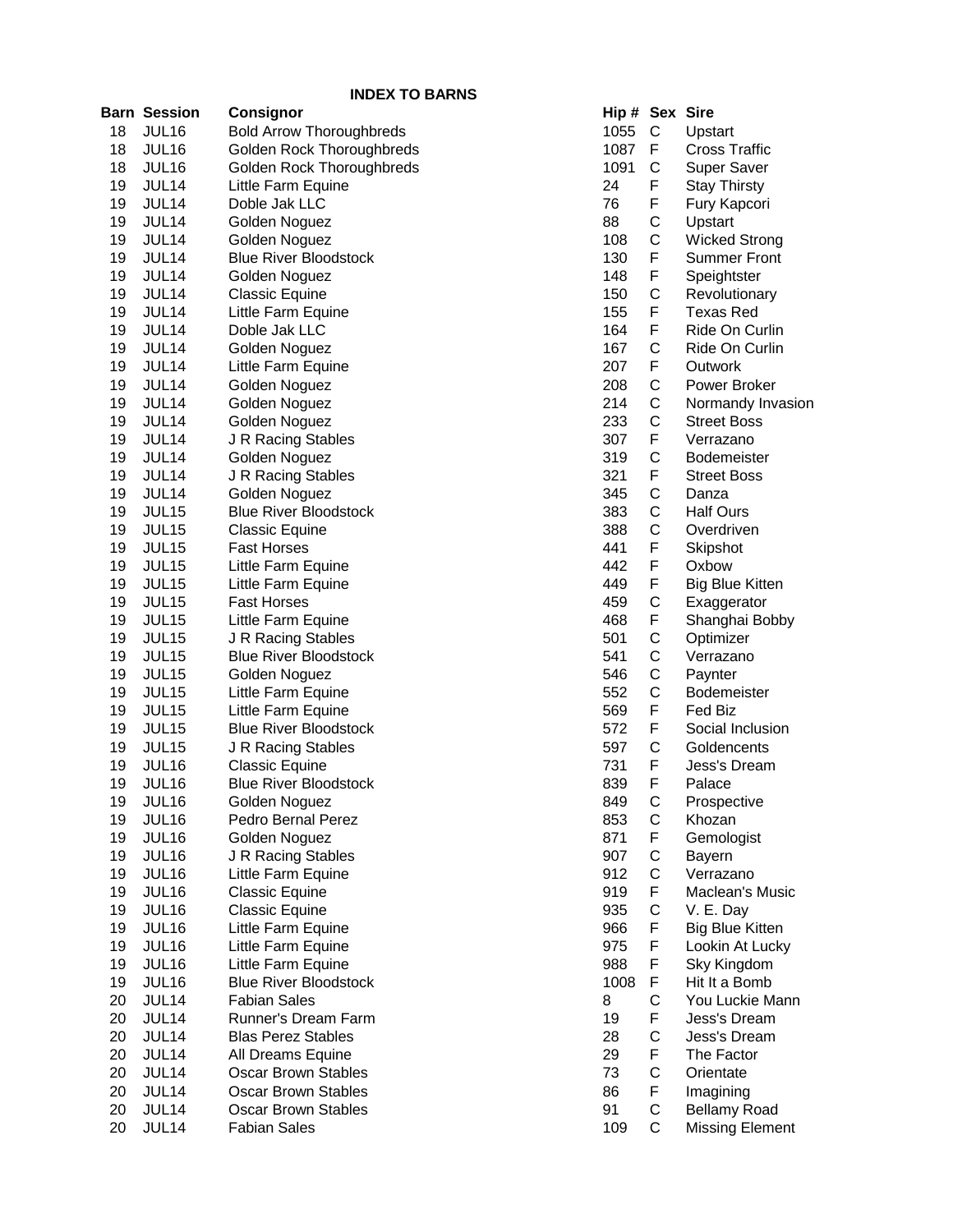## INDEX TO BARNS

| Barn | Session | Consignor | Hip # | Sex | Sire |
|---|---|---|---|---|---|
| 18 | JUL16 | Bold Arrow Thoroughbreds | 1055 | C | Upstart |
| 18 | JUL16 | Golden Rock Thoroughbreds | 1087 | F | Cross Traffic |
| 18 | JUL16 | Golden Rock Thoroughbreds | 1091 | C | Super Saver |
| 19 | JUL14 | Little Farm Equine | 24 | F | Stay Thirsty |
| 19 | JUL14 | Doble Jak LLC | 76 | F | Fury Kapcori |
| 19 | JUL14 | Golden Noguez | 88 | C | Upstart |
| 19 | JUL14 | Golden Noguez | 108 | C | Wicked Strong |
| 19 | JUL14 | Blue River Bloodstock | 130 | F | Summer Front |
| 19 | JUL14 | Golden Noguez | 148 | F | Speightster |
| 19 | JUL14 | Classic Equine | 150 | C | Revolutionary |
| 19 | JUL14 | Little Farm Equine | 155 | F | Texas Red |
| 19 | JUL14 | Doble Jak LLC | 164 | F | Ride On Curlin |
| 19 | JUL14 | Golden Noguez | 167 | C | Ride On Curlin |
| 19 | JUL14 | Little Farm Equine | 207 | F | Outwork |
| 19 | JUL14 | Golden Noguez | 208 | C | Power Broker |
| 19 | JUL14 | Golden Noguez | 214 | C | Normandy Invasion |
| 19 | JUL14 | Golden Noguez | 233 | C | Street Boss |
| 19 | JUL14 | J R Racing Stables | 307 | F | Verrazano |
| 19 | JUL14 | Golden Noguez | 319 | C | Bodemeister |
| 19 | JUL14 | J R Racing Stables | 321 | F | Street Boss |
| 19 | JUL14 | Golden Noguez | 345 | C | Danza |
| 19 | JUL15 | Blue River Bloodstock | 383 | C | Half Ours |
| 19 | JUL15 | Classic Equine | 388 | C | Overdriven |
| 19 | JUL15 | Fast Horses | 441 | F | Skipshot |
| 19 | JUL15 | Little Farm Equine | 442 | F | Oxbow |
| 19 | JUL15 | Little Farm Equine | 449 | F | Big Blue Kitten |
| 19 | JUL15 | Fast Horses | 459 | C | Exaggerator |
| 19 | JUL15 | Little Farm Equine | 468 | F | Shanghai Bobby |
| 19 | JUL15 | J R Racing Stables | 501 | C | Optimizer |
| 19 | JUL15 | Blue River Bloodstock | 541 | C | Verrazano |
| 19 | JUL15 | Golden Noguez | 546 | C | Paynter |
| 19 | JUL15 | Little Farm Equine | 552 | C | Bodemeister |
| 19 | JUL15 | Little Farm Equine | 569 | F | Fed Biz |
| 19 | JUL15 | Blue River Bloodstock | 572 | F | Social Inclusion |
| 19 | JUL15 | J R Racing Stables | 597 | C | Goldencents |
| 19 | JUL16 | Classic Equine | 731 | F | Jess's Dream |
| 19 | JUL16 | Blue River Bloodstock | 839 | F | Palace |
| 19 | JUL16 | Golden Noguez | 849 | C | Prospective |
| 19 | JUL16 | Pedro Bernal Perez | 853 | C | Khozan |
| 19 | JUL16 | Golden Noguez | 871 | F | Gemologist |
| 19 | JUL16 | J R Racing Stables | 907 | C | Bayern |
| 19 | JUL16 | Little Farm Equine | 912 | C | Verrazano |
| 19 | JUL16 | Classic Equine | 919 | F | Maclean's Music |
| 19 | JUL16 | Classic Equine | 935 | C | V. E. Day |
| 19 | JUL16 | Little Farm Equine | 966 | F | Big Blue Kitten |
| 19 | JUL16 | Little Farm Equine | 975 | F | Lookin At Lucky |
| 19 | JUL16 | Little Farm Equine | 988 | F | Sky Kingdom |
| 19 | JUL16 | Blue River Bloodstock | 1008 | F | Hit It a Bomb |
| 20 | JUL14 | Fabian Sales | 8 | C | You Luckie Mann |
| 20 | JUL14 | Runner's Dream Farm | 19 | F | Jess's Dream |
| 20 | JUL14 | Blas Perez Stables | 28 | C | Jess's Dream |
| 20 | JUL14 | All Dreams Equine | 29 | F | The Factor |
| 20 | JUL14 | Oscar Brown Stables | 73 | C | Orientate |
| 20 | JUL14 | Oscar Brown Stables | 86 | F | Imagining |
| 20 | JUL14 | Oscar Brown Stables | 91 | C | Bellamy Road |
| 20 | JUL14 | Fabian Sales | 109 | C | Missing Element |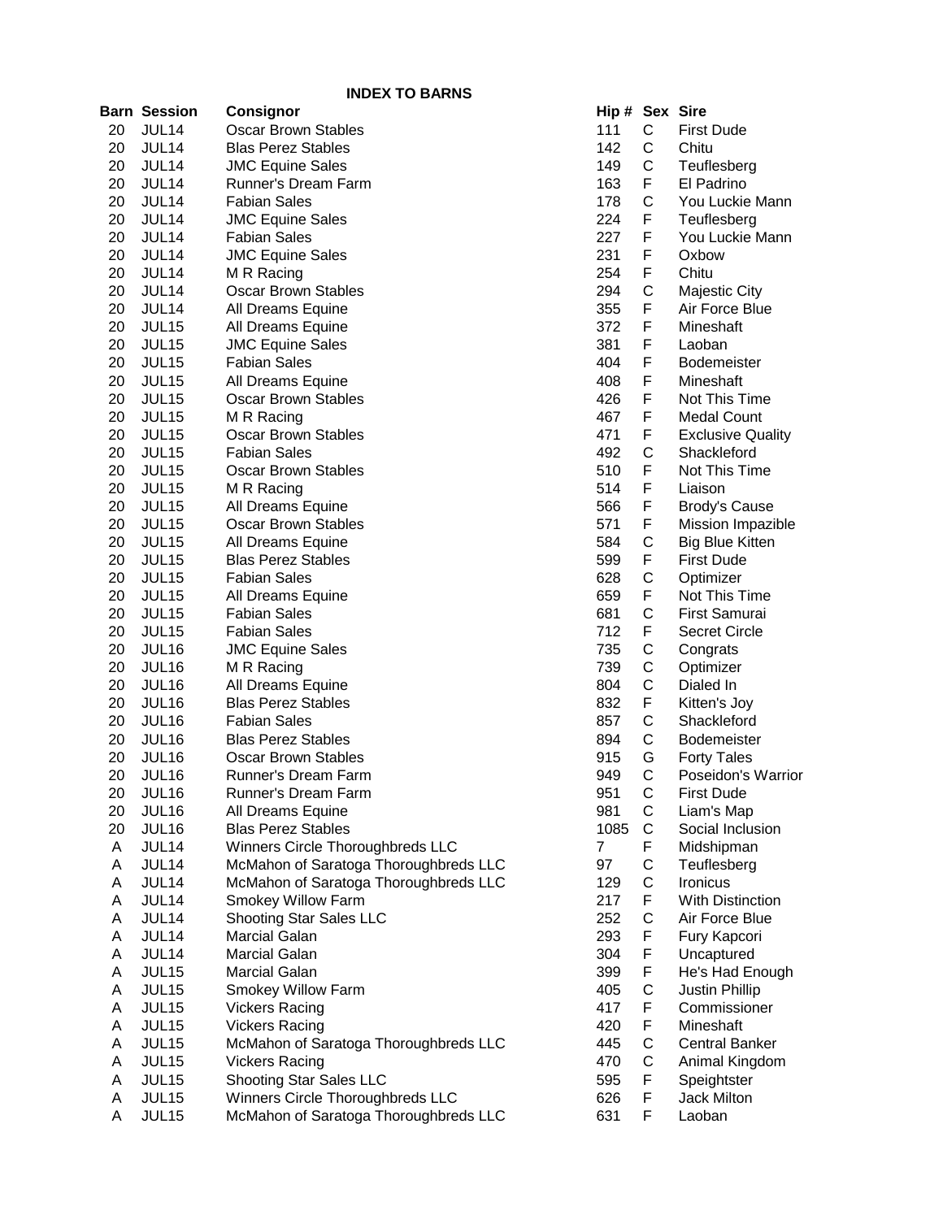## INDEX TO BARNS

| Barn | Session | Consignor | Hip # | Sex | Sire |
|---|---|---|---|---|---|
| 20 | JUL14 | Oscar Brown Stables | 111 | C | First Dude |
| 20 | JUL14 | Blas Perez Stables | 142 | C | Chitu |
| 20 | JUL14 | JMC Equine Sales | 149 | C | Teuflesberg |
| 20 | JUL14 | Runner's Dream Farm | 163 | F | El Padrino |
| 20 | JUL14 | Fabian Sales | 178 | C | You Luckie Mann |
| 20 | JUL14 | JMC Equine Sales | 224 | F | Teuflesberg |
| 20 | JUL14 | Fabian Sales | 227 | F | You Luckie Mann |
| 20 | JUL14 | JMC Equine Sales | 231 | F | Oxbow |
| 20 | JUL14 | M R Racing | 254 | F | Chitu |
| 20 | JUL14 | Oscar Brown Stables | 294 | C | Majestic City |
| 20 | JUL14 | All Dreams Equine | 355 | F | Air Force Blue |
| 20 | JUL15 | All Dreams Equine | 372 | F | Mineshaft |
| 20 | JUL15 | JMC Equine Sales | 381 | F | Laoban |
| 20 | JUL15 | Fabian Sales | 404 | F | Bodemeister |
| 20 | JUL15 | All Dreams Equine | 408 | F | Mineshaft |
| 20 | JUL15 | Oscar Brown Stables | 426 | F | Not This Time |
| 20 | JUL15 | M R Racing | 467 | F | Medal Count |
| 20 | JUL15 | Oscar Brown Stables | 471 | F | Exclusive Quality |
| 20 | JUL15 | Fabian Sales | 492 | C | Shackleford |
| 20 | JUL15 | Oscar Brown Stables | 510 | F | Not This Time |
| 20 | JUL15 | M R Racing | 514 | F | Liaison |
| 20 | JUL15 | All Dreams Equine | 566 | F | Brody's Cause |
| 20 | JUL15 | Oscar Brown Stables | 571 | F | Mission Impazible |
| 20 | JUL15 | All Dreams Equine | 584 | C | Big Blue Kitten |
| 20 | JUL15 | Blas Perez Stables | 599 | F | First Dude |
| 20 | JUL15 | Fabian Sales | 628 | C | Optimizer |
| 20 | JUL15 | All Dreams Equine | 659 | F | Not This Time |
| 20 | JUL15 | Fabian Sales | 681 | C | First Samurai |
| 20 | JUL15 | Fabian Sales | 712 | F | Secret Circle |
| 20 | JUL16 | JMC Equine Sales | 735 | C | Congrats |
| 20 | JUL16 | M R Racing | 739 | C | Optimizer |
| 20 | JUL16 | All Dreams Equine | 804 | C | Dialed In |
| 20 | JUL16 | Blas Perez Stables | 832 | F | Kitten's Joy |
| 20 | JUL16 | Fabian Sales | 857 | C | Shackleford |
| 20 | JUL16 | Blas Perez Stables | 894 | C | Bodemeister |
| 20 | JUL16 | Oscar Brown Stables | 915 | G | Forty Tales |
| 20 | JUL16 | Runner's Dream Farm | 949 | C | Poseidon's Warrior |
| 20 | JUL16 | Runner's Dream Farm | 951 | C | First Dude |
| 20 | JUL16 | All Dreams Equine | 981 | C | Liam's Map |
| 20 | JUL16 | Blas Perez Stables | 1085 | C | Social Inclusion |
| A | JUL14 | Winners Circle Thoroughbreds LLC | 7 | F | Midshipman |
| A | JUL14 | McMahon of Saratoga Thoroughbreds LLC | 97 | C | Teuflesberg |
| A | JUL14 | McMahon of Saratoga Thoroughbreds LLC | 129 | C | Ironicus |
| A | JUL14 | Smokey Willow Farm | 217 | F | With Distinction |
| A | JUL14 | Shooting Star Sales LLC | 252 | C | Air Force Blue |
| A | JUL14 | Marcial Galan | 293 | F | Fury Kapcori |
| A | JUL14 | Marcial Galan | 304 | F | Uncaptured |
| A | JUL15 | Marcial Galan | 399 | F | He's Had Enough |
| A | JUL15 | Smokey Willow Farm | 405 | C | Justin Phillip |
| A | JUL15 | Vickers Racing | 417 | F | Commissioner |
| A | JUL15 | Vickers Racing | 420 | F | Mineshaft |
| A | JUL15 | McMahon of Saratoga Thoroughbreds LLC | 445 | C | Central Banker |
| A | JUL15 | Vickers Racing | 470 | C | Animal Kingdom |
| A | JUL15 | Shooting Star Sales LLC | 595 | F | Speightster |
| A | JUL15 | Winners Circle Thoroughbreds LLC | 626 | F | Jack Milton |
| A | JUL15 | McMahon of Saratoga Thoroughbreds LLC | 631 | F | Laoban |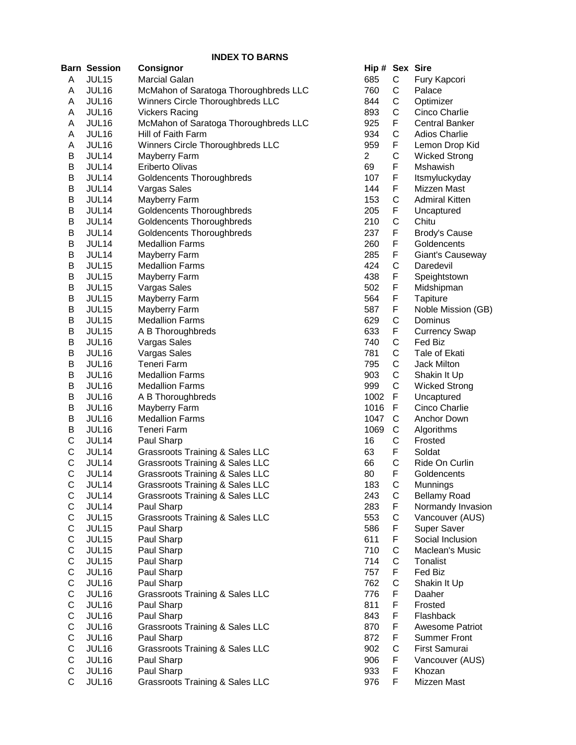## INDEX TO BARNS

| Barn | Session | Consignor | Hip # | Sex | Sire |
|---|---|---|---|---|---|
| A | JUL15 | Marcial Galan | 685 | C | Fury Kapcori |
| A | JUL16 | McMahon of Saratoga Thoroughbreds LLC | 760 | C | Palace |
| A | JUL16 | Winners Circle Thoroughbreds LLC | 844 | C | Optimizer |
| A | JUL16 | Vickers Racing | 893 | C | Cinco Charlie |
| A | JUL16 | McMahon of Saratoga Thoroughbreds LLC | 925 | F | Central Banker |
| A | JUL16 | Hill of Faith Farm | 934 | C | Adios Charlie |
| A | JUL16 | Winners Circle Thoroughbreds LLC | 959 | F | Lemon Drop Kid |
| B | JUL14 | Mayberry Farm | 2 | C | Wicked Strong |
| B | JUL14 | Eriberto Olivas | 69 | F | Mshawish |
| B | JUL14 | Goldencents Thoroughbreds | 107 | F | Itsmyluckyday |
| B | JUL14 | Vargas Sales | 144 | F | Mizzen Mast |
| B | JUL14 | Mayberry Farm | 153 | C | Admiral Kitten |
| B | JUL14 | Goldencents Thoroughbreds | 205 | F | Uncaptured |
| B | JUL14 | Goldencents Thoroughbreds | 210 | C | Chitu |
| B | JUL14 | Goldencents Thoroughbreds | 237 | F | Brody's Cause |
| B | JUL14 | Medallion Farms | 260 | F | Goldencents |
| B | JUL14 | Mayberry Farm | 285 | F | Giant's Causeway |
| B | JUL15 | Medallion Farms | 424 | C | Daredevil |
| B | JUL15 | Mayberry Farm | 438 | F | Speightstown |
| B | JUL15 | Vargas Sales | 502 | F | Midshipman |
| B | JUL15 | Mayberry Farm | 564 | F | Tapiture |
| B | JUL15 | Mayberry Farm | 587 | F | Noble Mission (GB) |
| B | JUL15 | Medallion Farms | 629 | C | Dominus |
| B | JUL15 | A B Thoroughbreds | 633 | F | Currency Swap |
| B | JUL16 | Vargas Sales | 740 | C | Fed Biz |
| B | JUL16 | Vargas Sales | 781 | C | Tale of Ekati |
| B | JUL16 | Teneri Farm | 795 | C | Jack Milton |
| B | JUL16 | Medallion Farms | 903 | C | Shakin It Up |
| B | JUL16 | Medallion Farms | 999 | C | Wicked Strong |
| B | JUL16 | A B Thoroughbreds | 1002 | F | Uncaptured |
| B | JUL16 | Mayberry Farm | 1016 | F | Cinco Charlie |
| B | JUL16 | Medallion Farms | 1047 | C | Anchor Down |
| B | JUL16 | Teneri Farm | 1069 | C | Algorithms |
| C | JUL14 | Paul Sharp | 16 | C | Frosted |
| C | JUL14 | Grassroots Training & Sales LLC | 63 | F | Soldat |
| C | JUL14 | Grassroots Training & Sales LLC | 66 | C | Ride On Curlin |
| C | JUL14 | Grassroots Training & Sales LLC | 80 | F | Goldencents |
| C | JUL14 | Grassroots Training & Sales LLC | 183 | C | Munnings |
| C | JUL14 | Grassroots Training & Sales LLC | 243 | C | Bellamy Road |
| C | JUL14 | Paul Sharp | 283 | F | Normandy Invasion |
| C | JUL15 | Grassroots Training & Sales LLC | 553 | C | Vancouver (AUS) |
| C | JUL15 | Paul Sharp | 586 | F | Super Saver |
| C | JUL15 | Paul Sharp | 611 | F | Social Inclusion |
| C | JUL15 | Paul Sharp | 710 | C | Maclean's Music |
| C | JUL15 | Paul Sharp | 714 | C | Tonalist |
| C | JUL16 | Paul Sharp | 757 | F | Fed Biz |
| C | JUL16 | Paul Sharp | 762 | C | Shakin It Up |
| C | JUL16 | Grassroots Training & Sales LLC | 776 | F | Daaher |
| C | JUL16 | Paul Sharp | 811 | F | Frosted |
| C | JUL16 | Paul Sharp | 843 | F | Flashback |
| C | JUL16 | Grassroots Training & Sales LLC | 870 | F | Awesome Patriot |
| C | JUL16 | Paul Sharp | 872 | F | Summer Front |
| C | JUL16 | Grassroots Training & Sales LLC | 902 | C | First Samurai |
| C | JUL16 | Paul Sharp | 906 | F | Vancouver (AUS) |
| C | JUL16 | Paul Sharp | 933 | F | Khozan |
| C | JUL16 | Grassroots Training & Sales LLC | 976 | F | Mizzen Mast |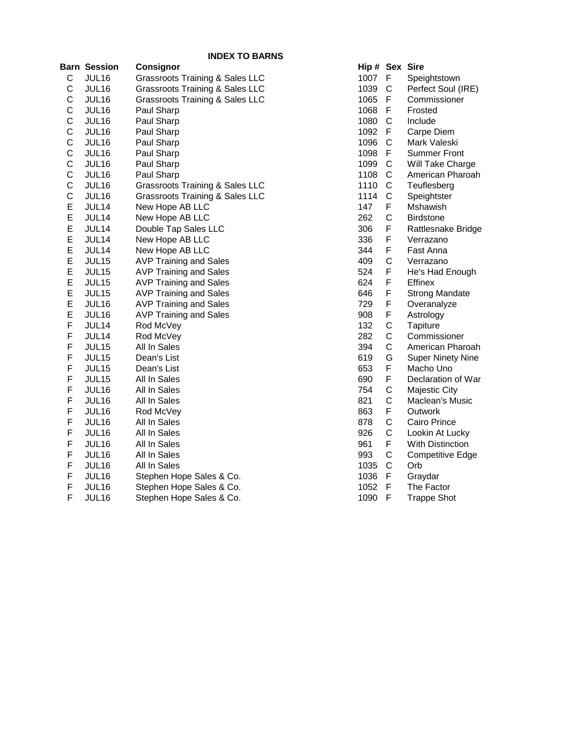**INDEX TO BARNS**

| Barn | Session | Consignor | Hip # | Sex | Sire |
|---|---|---|---|---|---|
| C | JUL16 | Grassroots Training & Sales LLC | 1007 | F | Speightstown |
| C | JUL16 | Grassroots Training & Sales LLC | 1039 | C | Perfect Soul (IRE) |
| C | JUL16 | Grassroots Training & Sales LLC | 1065 | F | Commissioner |
| C | JUL16 | Paul Sharp | 1068 | F | Frosted |
| C | JUL16 | Paul Sharp | 1080 | C | Include |
| C | JUL16 | Paul Sharp | 1092 | F | Carpe Diem |
| C | JUL16 | Paul Sharp | 1096 | C | Mark Valeski |
| C | JUL16 | Paul Sharp | 1098 | F | Summer Front |
| C | JUL16 | Paul Sharp | 1099 | C | Will Take Charge |
| C | JUL16 | Paul Sharp | 1108 | C | American Pharoah |
| C | JUL16 | Grassroots Training & Sales LLC | 1110 | C | Teuflesberg |
| C | JUL16 | Grassroots Training & Sales LLC | 1114 | C | Speightster |
| E | JUL14 | New Hope AB LLC | 147 | F | Mshawish |
| E | JUL14 | New Hope AB LLC | 262 | C | Birdstone |
| E | JUL14 | Double Tap Sales LLC | 306 | F | Rattlesnake Bridge |
| E | JUL14 | New Hope AB LLC | 336 | F | Verrazano |
| E | JUL14 | New Hope AB LLC | 344 | F | Fast Anna |
| E | JUL15 | AVP Training and Sales | 409 | C | Verrazano |
| E | JUL15 | AVP Training and Sales | 524 | F | He's Had Enough |
| E | JUL15 | AVP Training and Sales | 624 | F | Effinex |
| E | JUL15 | AVP Training and Sales | 646 | F | Strong Mandate |
| E | JUL16 | AVP Training and Sales | 729 | F | Overanalyze |
| E | JUL16 | AVP Training and Sales | 908 | F | Astrology |
| F | JUL14 | Rod McVey | 132 | C | Tapiture |
| F | JUL14 | Rod McVey | 282 | C | Commissioner |
| F | JUL15 | All In Sales | 394 | C | American Pharoah |
| F | JUL15 | Dean's List | 619 | G | Super Ninety Nine |
| F | JUL15 | Dean's List | 653 | F | Macho Uno |
| F | JUL15 | All In Sales | 690 | F | Declaration of War |
| F | JUL16 | All In Sales | 754 | C | Majestic City |
| F | JUL16 | All In Sales | 821 | C | Maclean's Music |
| F | JUL16 | Rod McVey | 863 | F | Outwork |
| F | JUL16 | All In Sales | 878 | C | Cairo Prince |
| F | JUL16 | All In Sales | 926 | C | Lookin At Lucky |
| F | JUL16 | All In Sales | 961 | F | With Distinction |
| F | JUL16 | All In Sales | 993 | C | Competitive Edge |
| F | JUL16 | All In Sales | 1035 | C | Orb |
| F | JUL16 | Stephen Hope Sales & Co. | 1036 | F | Graydar |
| F | JUL16 | Stephen Hope Sales & Co. | 1052 | F | The Factor |
| F | JUL16 | Stephen Hope Sales & Co. | 1090 | F | Trappe Shot |